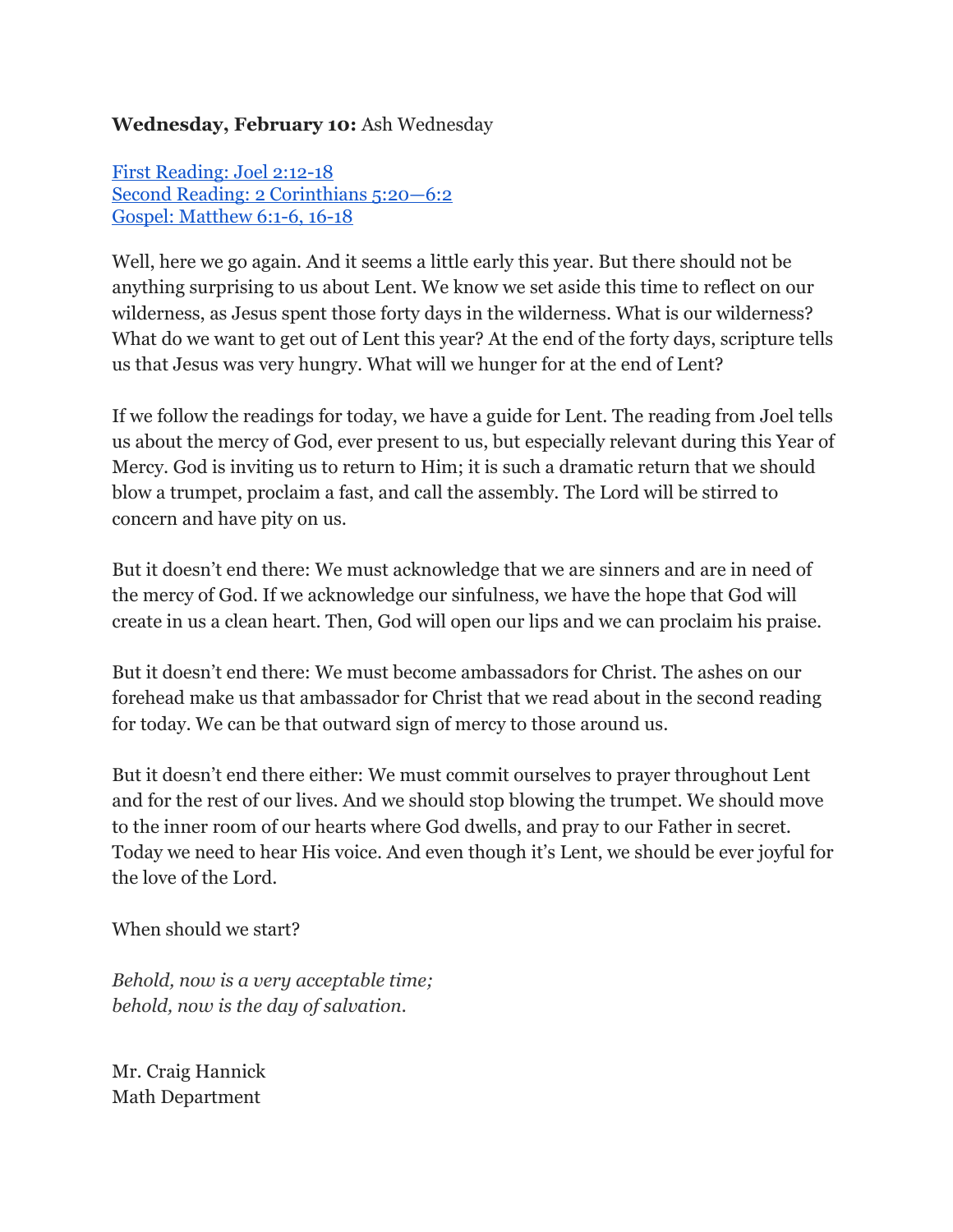**Wednesday, February 10:** Ash Wednesday

First Reading: Joel 2:12-18
Second Reading: 2 Corinthians 5:20—6:2
Gospel: Matthew 6:1-6, 16-18

Well, here we go again. And it seems a little early this year. But there should not be anything surprising to us about Lent. We know we set aside this time to reflect on our wilderness, as Jesus spent those forty days in the wilderness. What is our wilderness? What do we want to get out of Lent this year? At the end of the forty days, scripture tells us that Jesus was very hungry. What will we hunger for at the end of Lent?

If we follow the readings for today, we have a guide for Lent. The reading from Joel tells us about the mercy of God, ever present to us, but especially relevant during this Year of Mercy. God is inviting us to return to Him; it is such a dramatic return that we should blow a trumpet, proclaim a fast, and call the assembly. The Lord will be stirred to concern and have pity on us.

But it doesn't end there: We must acknowledge that we are sinners and are in need of the mercy of God. If we acknowledge our sinfulness, we have the hope that God will create in us a clean heart. Then, God will open our lips and we can proclaim his praise.

But it doesn't end there: We must become ambassadors for Christ. The ashes on our forehead make us that ambassador for Christ that we read about in the second reading for today. We can be that outward sign of mercy to those around us.

But it doesn't end there either: We must commit ourselves to prayer throughout Lent and for the rest of our lives. And we should stop blowing the trumpet. We should move to the inner room of our hearts where God dwells, and pray to our Father in secret. Today we need to hear His voice. And even though it's Lent, we should be ever joyful for the love of the Lord.

When should we start?

*Behold, now is a very acceptable time;*
*behold, now is the day of salvation.*

Mr. Craig Hannick
Math Department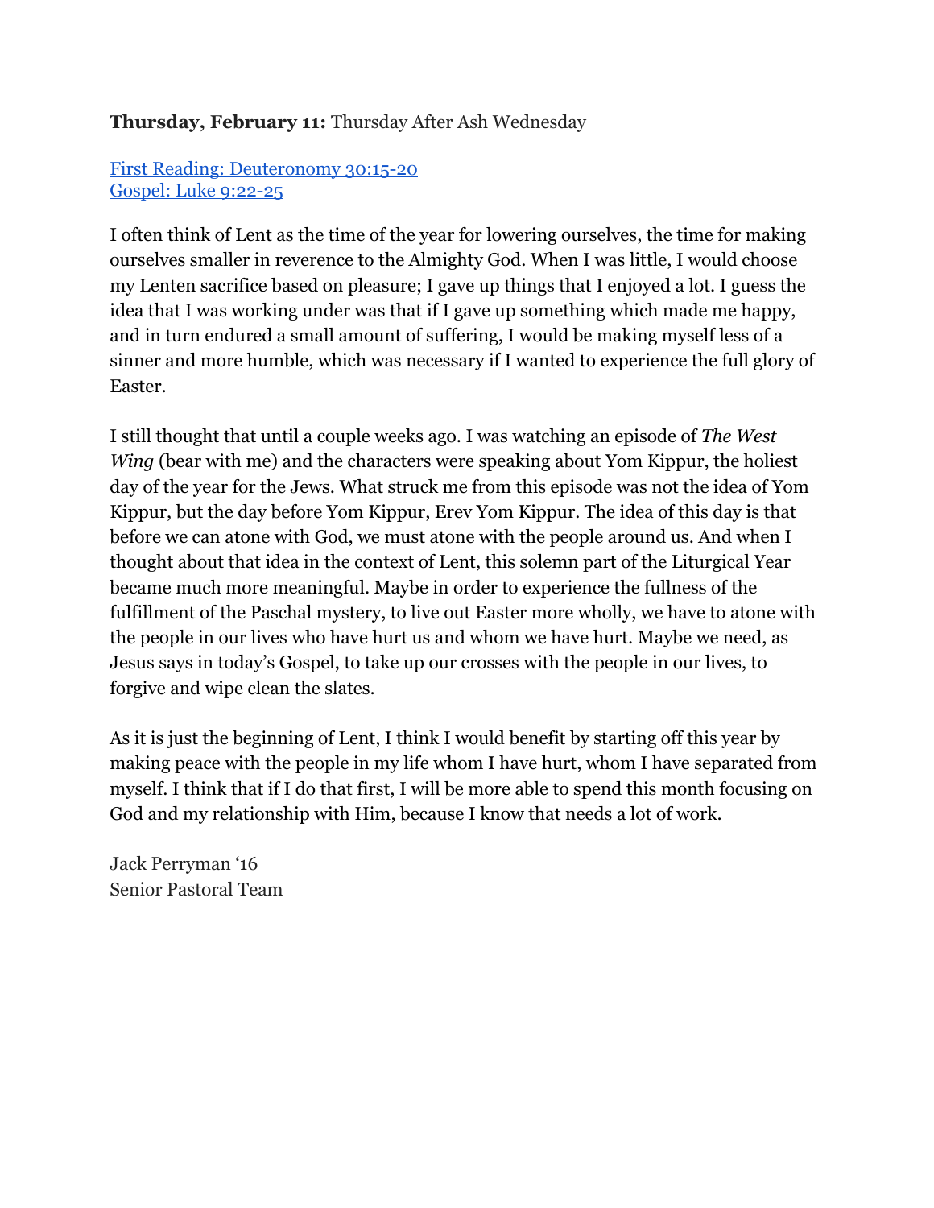**Thursday, February 11:** Thursday After Ash Wednesday

First Reading: Deuteronomy 30:15-20
Gospel: Luke 9:22-25

I often think of Lent as the time of the year for lowering ourselves, the time for making ourselves smaller in reverence to the Almighty God. When I was little, I would choose my Lenten sacrifice based on pleasure; I gave up things that I enjoyed a lot. I guess the idea that I was working under was that if I gave up something which made me happy, and in turn endured a small amount of suffering, I would be making myself less of a sinner and more humble, which was necessary if I wanted to experience the full glory of Easter.

I still thought that until a couple weeks ago. I was watching an episode of *The West Wing* (bear with me) and the characters were speaking about Yom Kippur, the holiest day of the year for the Jews. What struck me from this episode was not the idea of Yom Kippur, but the day before Yom Kippur, Erev Yom Kippur. The idea of this day is that before we can atone with God, we must atone with the people around us. And when I thought about that idea in the context of Lent, this solemn part of the Liturgical Year became much more meaningful. Maybe in order to experience the fullness of the fulfillment of the Paschal mystery, to live out Easter more wholly, we have to atone with the people in our lives who have hurt us and whom we have hurt. Maybe we need, as Jesus says in today's Gospel, to take up our crosses with the people in our lives, to forgive and wipe clean the slates.

As it is just the beginning of Lent, I think I would benefit by starting off this year by making peace with the people in my life whom I have hurt, whom I have separated from myself. I think that if I do that first, I will be more able to spend this month focusing on God and my relationship with Him, because I know that needs a lot of work.

Jack Perryman '16
Senior Pastoral Team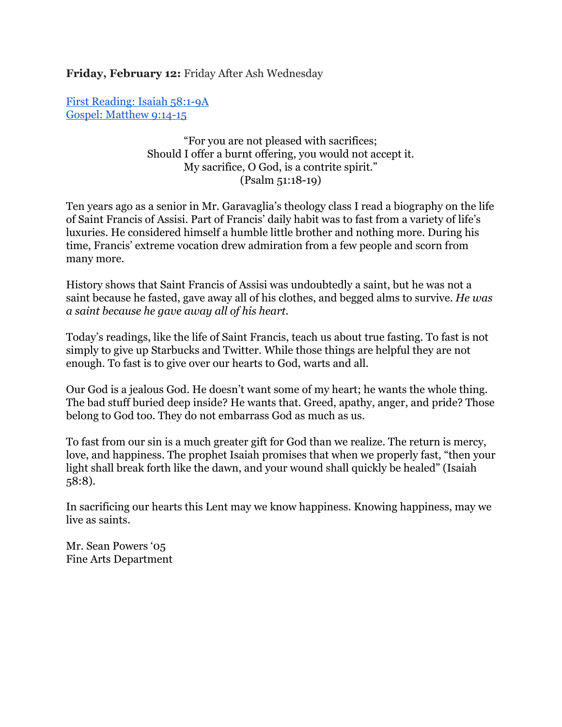**Friday, February 12:** Friday After Ash Wednesday

[First Reading: Isaiah 58:1-9A](#)
[Gospel: Matthew 9:14-15](#)

> "For you are not pleased with sacrifices;
> Should I offer a burnt offering, you would not accept it.
> My sacrifice, O God, is a contrite spirit."
> (Psalm 51:18-19)

Ten years ago as a senior in Mr. Garavaglia's theology class I read a biography on the life of Saint Francis of Assisi. Part of Francis' daily habit was to fast from a variety of life's luxuries. He considered himself a humble little brother and nothing more. During his time, Francis' extreme vocation drew admiration from a few people and scorn from many more.

History shows that Saint Francis of Assisi was undoubtedly a saint, but he was not a saint because he fasted, gave away all of his clothes, and begged alms to survive. *He was a saint because he gave away all of his heart.*

Today's readings, like the life of Saint Francis, teach us about true fasting. To fast is not simply to give up Starbucks and Twitter. While those things are helpful they are not enough. To fast is to give over our hearts to God, warts and all.

Our God is a jealous God. He doesn't want some of my heart; he wants the whole thing. The bad stuff buried deep inside? He wants that. Greed, apathy, anger, and pride? Those belong to God too. They do not embarrass God as much as us.

To fast from our sin is a much greater gift for God than we realize. The return is mercy, love, and happiness. The prophet Isaiah promises that when we properly fast, "then your light shall break forth like the dawn, and your wound shall quickly be healed" (Isaiah 58:8).

In sacrificing our hearts this Lent may we know happiness. Knowing happiness, may we live as saints.

Mr. Sean Powers '05
Fine Arts Department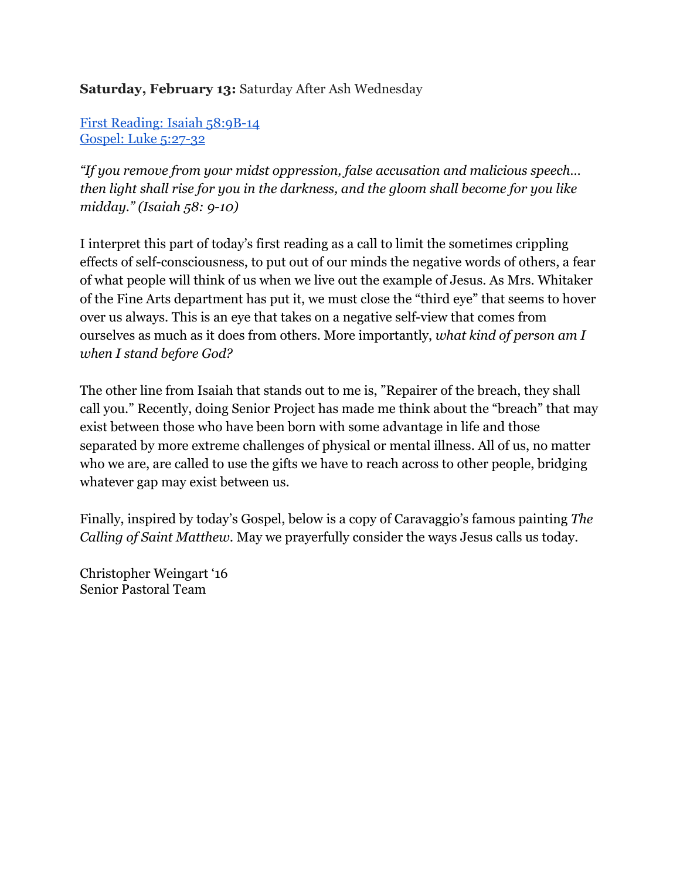**Saturday, February 13:** Saturday After Ash Wednesday

[First Reading: Isaiah 58:9B-14](#)
[Gospel: Luke 5:27-32](#)

*"If you remove from your midst oppression, false accusation and malicious speech… then light shall rise for you in the darkness, and the gloom shall become for you like midday." (Isaiah 58: 9-10)*

I interpret this part of today's first reading as a call to limit the sometimes crippling effects of self-consciousness, to put out of our minds the negative words of others, a fear of what people will think of us when we live out the example of Jesus. As Mrs. Whitaker of the Fine Arts department has put it, we must close the "third eye" that seems to hover over us always. This is an eye that takes on a negative self-view that comes from ourselves as much as it does from others. More importantly, *what kind of person am I when I stand before God?*

The other line from Isaiah that stands out to me is, "Repairer of the breach, they shall call you." Recently, doing Senior Project has made me think about the "breach" that may exist between those who have been born with some advantage in life and those separated by more extreme challenges of physical or mental illness. All of us, no matter who we are, are called to use the gifts we have to reach across to other people, bridging whatever gap may exist between us.

Finally, inspired by today's Gospel, below is a copy of Caravaggio's famous painting *The Calling of Saint Matthew*. May we prayerfully consider the ways Jesus calls us today.

Christopher Weingart '16
Senior Pastoral Team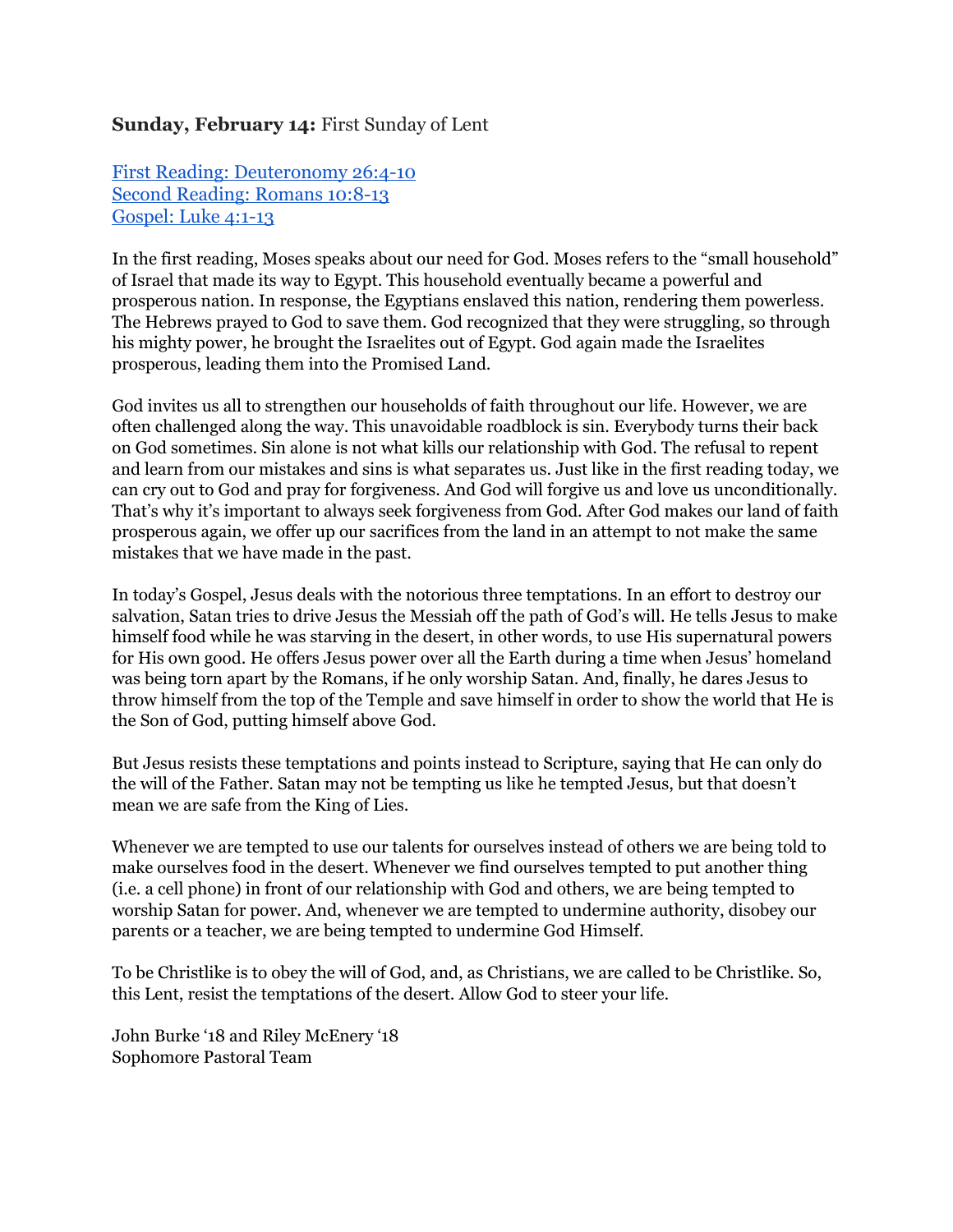**Sunday, February 14:** First Sunday of Lent

[First Reading: Deuteronomy 26:4-10]
[Second Reading: Romans 10:8-13]
[Gospel: Luke 4:1-13]

In the first reading, Moses speaks about our need for God. Moses refers to the "small household" of Israel that made its way to Egypt. This household eventually became a powerful and prosperous nation. In response, the Egyptians enslaved this nation, rendering them powerless. The Hebrews prayed to God to save them. God recognized that they were struggling, so through his mighty power, he brought the Israelites out of Egypt. God again made the Israelites prosperous, leading them into the Promised Land.

God invites us all to strengthen our households of faith throughout our life. However, we are often challenged along the way. This unavoidable roadblock is sin. Everybody turns their back on God sometimes. Sin alone is not what kills our relationship with God. The refusal to repent and learn from our mistakes and sins is what separates us. Just like in the first reading today, we can cry out to God and pray for forgiveness. And God will forgive us and love us unconditionally. That's why it's important to always seek forgiveness from God. After God makes our land of faith prosperous again, we offer up our sacrifices from the land in an attempt to not make the same mistakes that we have made in the past.

In today's Gospel, Jesus deals with the notorious three temptations. In an effort to destroy our salvation, Satan tries to drive Jesus the Messiah off the path of God's will. He tells Jesus to make himself food while he was starving in the desert, in other words, to use His supernatural powers for His own good. He offers Jesus power over all the Earth during a time when Jesus' homeland was being torn apart by the Romans, if he only worship Satan. And, finally, he dares Jesus to throw himself from the top of the Temple and save himself in order to show the world that He is the Son of God, putting himself above God.

But Jesus resists these temptations and points instead to Scripture, saying that He can only do the will of the Father. Satan may not be tempting us like he tempted Jesus, but that doesn't mean we are safe from the King of Lies.

Whenever we are tempted to use our talents for ourselves instead of others we are being told to make ourselves food in the desert. Whenever we find ourselves tempted to put another thing (i.e. a cell phone) in front of our relationship with God and others, we are being tempted to worship Satan for power. And, whenever we are tempted to undermine authority, disobey our parents or a teacher, we are being tempted to undermine God Himself.

To be Christlike is to obey the will of God, and, as Christians, we are called to be Christlike. So, this Lent, resist the temptations of the desert. Allow God to steer your life.

John Burke '18 and Riley McEnery '18
Sophomore Pastoral Team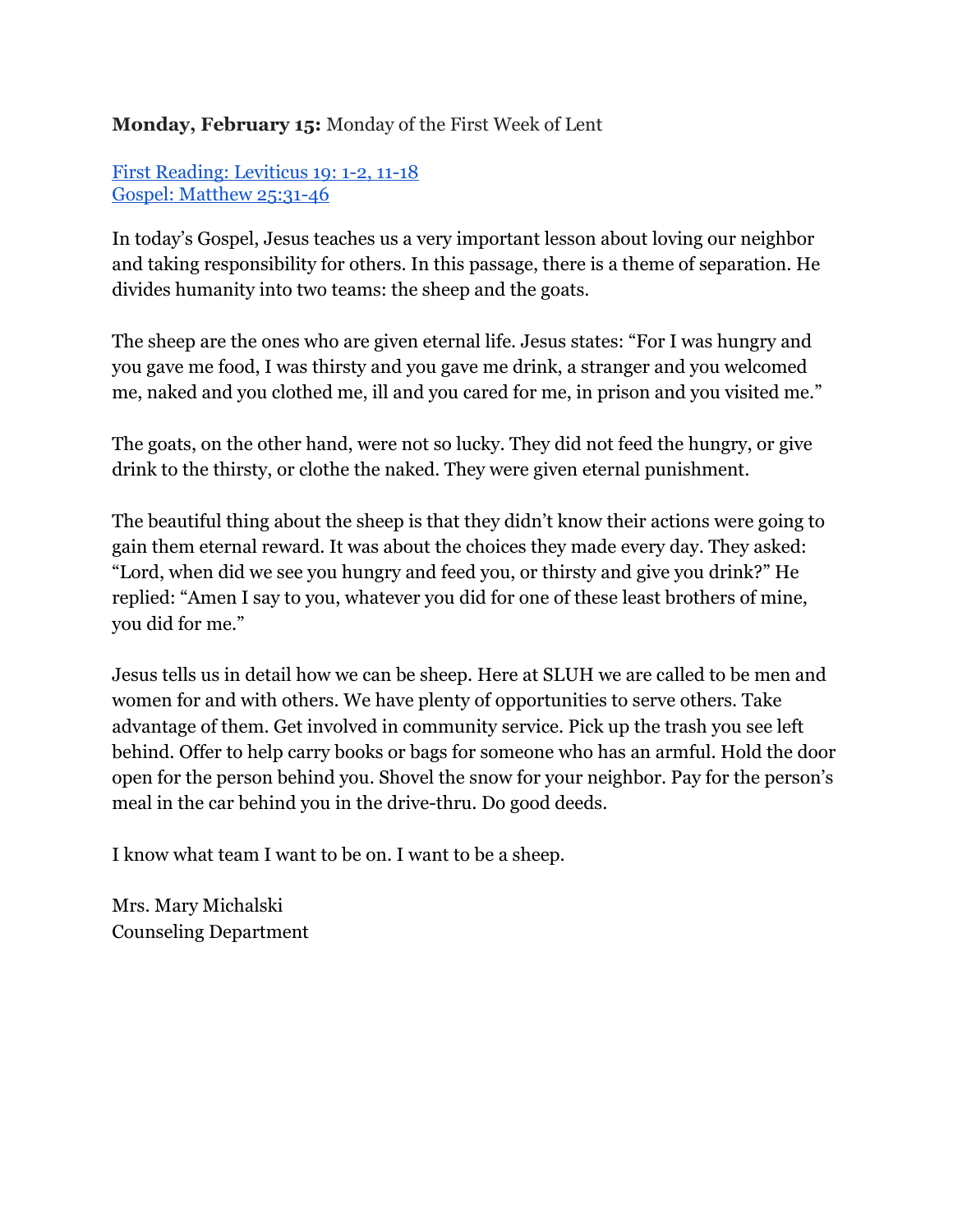**Monday, February 15:** Monday of the First Week of Lent

[First Reading: Leviticus 19: 1-2, 11-18]
[Gospel: Matthew 25:31-46]

In today's Gospel, Jesus teaches us a very important lesson about loving our neighbor and taking responsibility for others. In this passage, there is a theme of separation. He divides humanity into two teams: the sheep and the goats.

The sheep are the ones who are given eternal life. Jesus states: "For I was hungry and you gave me food, I was thirsty and you gave me drink, a stranger and you welcomed me, naked and you clothed me, ill and you cared for me, in prison and you visited me."

The goats, on the other hand, were not so lucky. They did not feed the hungry, or give drink to the thirsty, or clothe the naked. They were given eternal punishment.

The beautiful thing about the sheep is that they didn't know their actions were going to gain them eternal reward. It was about the choices they made every day. They asked: "Lord, when did we see you hungry and feed you, or thirsty and give you drink?" He replied: "Amen I say to you, whatever you did for one of these least brothers of mine, you did for me."

Jesus tells us in detail how we can be sheep. Here at SLUH we are called to be men and women for and with others. We have plenty of opportunities to serve others. Take advantage of them. Get involved in community service. Pick up the trash you see left behind. Offer to help carry books or bags for someone who has an armful. Hold the door open for the person behind you. Shovel the snow for your neighbor. Pay for the person's meal in the car behind you in the drive-thru. Do good deeds.

I know what team I want to be on. I want to be a sheep.

Mrs. Mary Michalski
Counseling Department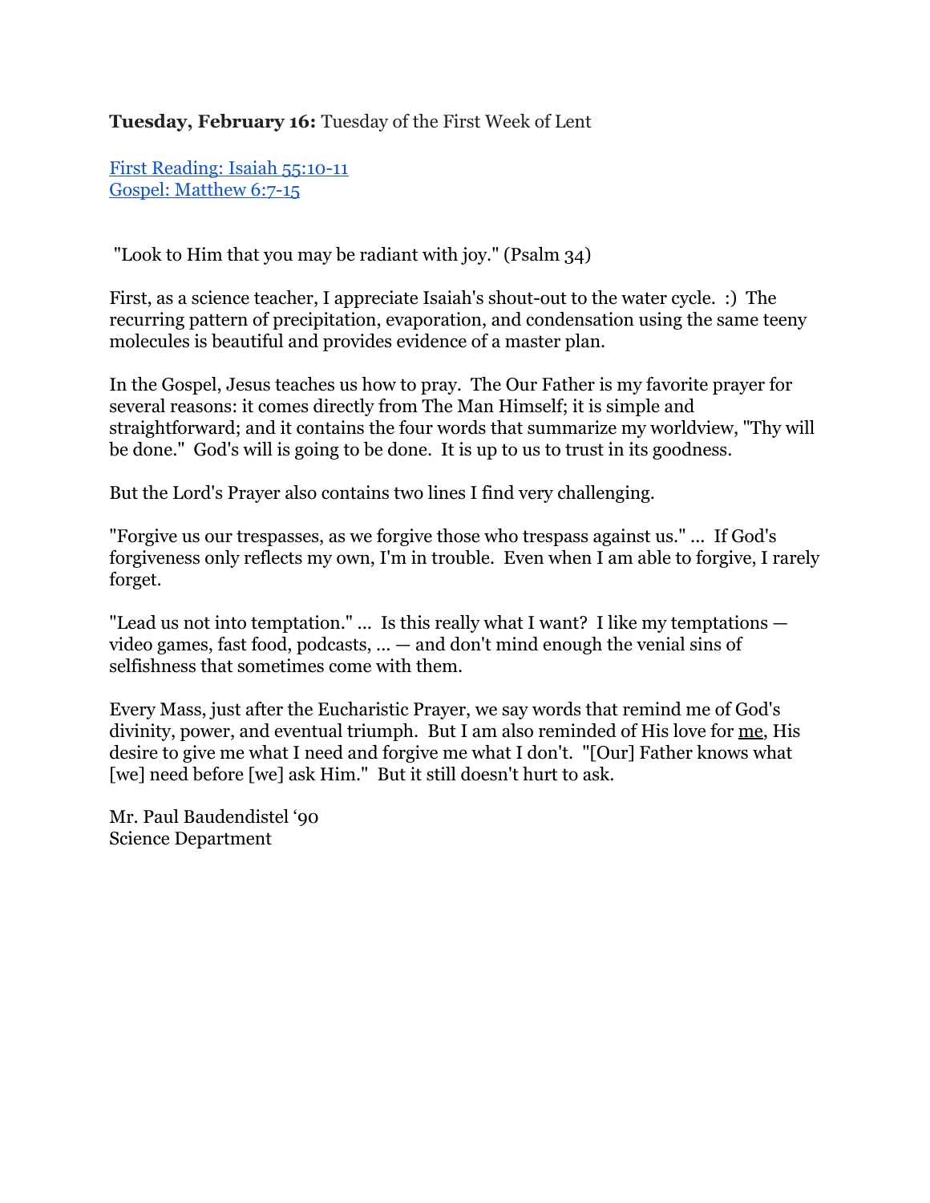**Tuesday, February 16:** Tuesday of the First Week of Lent

[First Reading: Isaiah 55:10-11](#)
[Gospel: Matthew 6:7-15](#)

"Look to Him that you may be radiant with joy." (Psalm 34)

First, as a science teacher, I appreciate Isaiah's shout-out to the water cycle. :) The recurring pattern of precipitation, evaporation, and condensation using the same teeny molecules is beautiful and provides evidence of a master plan.

In the Gospel, Jesus teaches us how to pray. The Our Father is my favorite prayer for several reasons: it comes directly from The Man Himself; it is simple and straightforward; and it contains the four words that summarize my worldview, "Thy will be done." God's will is going to be done. It is up to us to trust in its goodness.

But the Lord's Prayer also contains two lines I find very challenging.

"Forgive us our trespasses, as we forgive those who trespass against us." ... If God's forgiveness only reflects my own, I'm in trouble. Even when I am able to forgive, I rarely forget.

"Lead us not into temptation." ... Is this really what I want? I like my temptations — video games, fast food, podcasts, ... — and don't mind enough the venial sins of selfishness that sometimes come with them.

Every Mass, just after the Eucharistic Prayer, we say words that remind me of God's divinity, power, and eventual triumph. But I am also reminded of His love for <u>me</u>, His desire to give me what I need and forgive me what I don't. "[Our] Father knows what [we] need before [we] ask Him." But it still doesn't hurt to ask.

Mr. Paul Baudendistel '90
Science Department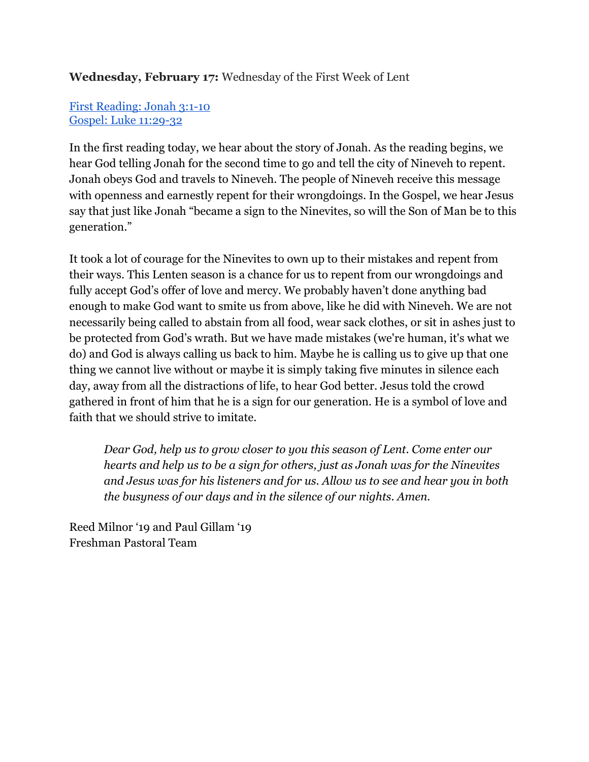**Wednesday, February 17:** Wednesday of the First Week of Lent

First Reading: Jonah 3:1-10
Gospel: Luke 11:29-32

In the first reading today, we hear about the story of Jonah. As the reading begins, we hear God telling Jonah for the second time to go and tell the city of Nineveh to repent. Jonah obeys God and travels to Nineveh. The people of Nineveh receive this message with openness and earnestly repent for their wrongdoings. In the Gospel, we hear Jesus say that just like Jonah "became a sign to the Ninevites, so will the Son of Man be to this generation."

It took a lot of courage for the Ninevites to own up to their mistakes and repent from their ways. This Lenten season is a chance for us to repent from our wrongdoings and fully accept God's offer of love and mercy. We probably haven't done anything bad enough to make God want to smite us from above, like he did with Nineveh. We are not necessarily being called to abstain from all food, wear sack clothes, or sit in ashes just to be protected from God's wrath. But we have made mistakes (we're human, it's what we do) and God is always calling us back to him. Maybe he is calling us to give up that one thing we cannot live without or maybe it is simply taking five minutes in silence each day, away from all the distractions of life, to hear God better. Jesus told the crowd gathered in front of him that he is a sign for our generation. He is a symbol of love and faith that we should strive to imitate.

> *Dear God, help us to grow closer to you this season of Lent. Come enter our hearts and help us to be a sign for others, just as Jonah was for the Ninevites and Jesus was for his listeners and for us. Allow us to see and hear you in both the busyness of our days and in the silence of our nights. Amen.*

Reed Milnor '19 and Paul Gillam '19
Freshman Pastoral Team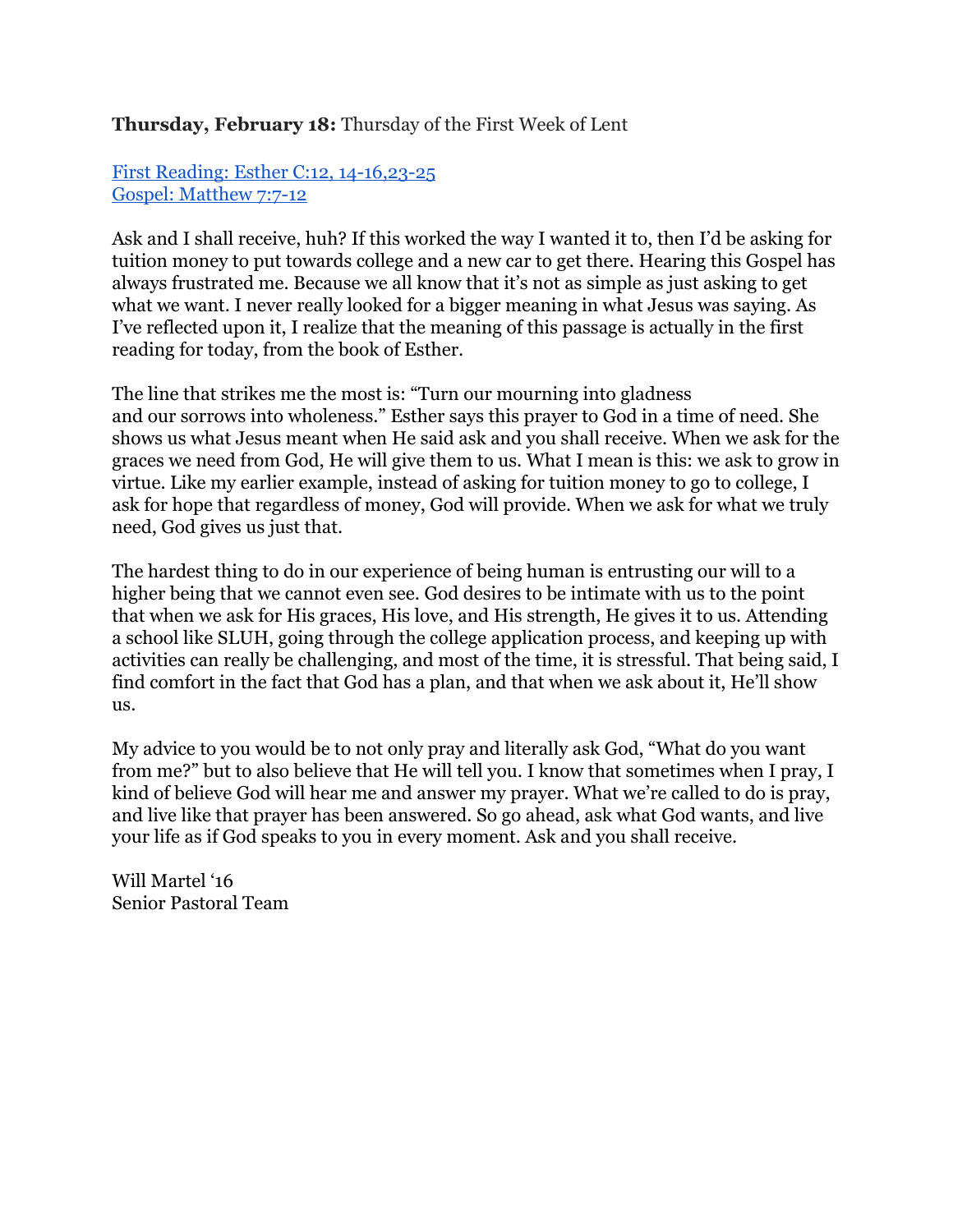**Thursday, February 18:** Thursday of the First Week of Lent

[First Reading: Esther C:12, 14-16,23-25](#)
[Gospel: Matthew 7:7-12](#)

Ask and I shall receive, huh? If this worked the way I wanted it to, then I'd be asking for tuition money to put towards college and a new car to get there. Hearing this Gospel has always frustrated me. Because we all know that it's not as simple as just asking to get what we want. I never really looked for a bigger meaning in what Jesus was saying. As I've reflected upon it, I realize that the meaning of this passage is actually in the first reading for today, from the book of Esther.

The line that strikes me the most is: "Turn our mourning into gladness
and our sorrows into wholeness." Esther says this prayer to God in a time of need. She shows us what Jesus meant when He said ask and you shall receive. When we ask for the graces we need from God, He will give them to us. What I mean is this: we ask to grow in virtue. Like my earlier example, instead of asking for tuition money to go to college, I ask for hope that regardless of money, God will provide. When we ask for what we truly need, God gives us just that.

The hardest thing to do in our experience of being human is entrusting our will to a higher being that we cannot even see. God desires to be intimate with us to the point that when we ask for His graces, His love, and His strength, He gives it to us. Attending a school like SLUH, going through the college application process, and keeping up with activities can really be challenging, and most of the time, it is stressful. That being said, I find comfort in the fact that God has a plan, and that when we ask about it, He'll show us.

My advice to you would be to not only pray and literally ask God, "What do you want from me?" but to also believe that He will tell you. I know that sometimes when I pray, I kind of believe God will hear me and answer my prayer. What we're called to do is pray, and live like that prayer has been answered. So go ahead, ask what God wants, and live your life as if God speaks to you in every moment. Ask and you shall receive.

Will Martel '16
Senior Pastoral Team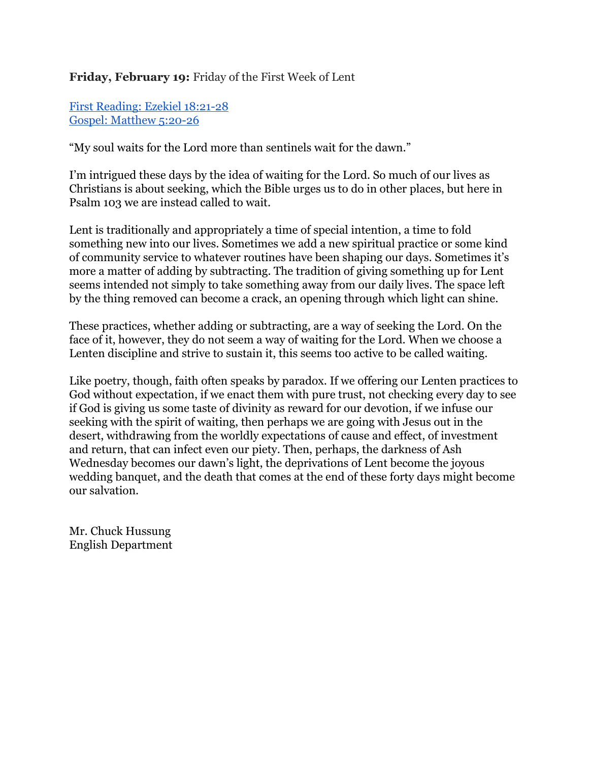**Friday, February 19:** Friday of the First Week of Lent

[First Reading: Ezekiel 18:21-28](#)
[Gospel: Matthew 5:20-26](#)

“My soul waits for the Lord more than sentinels wait for the dawn.”

I’m intrigued these days by the idea of waiting for the Lord. So much of our lives as Christians is about seeking, which the Bible urges us to do in other places, but here in Psalm 103 we are instead called to wait.

Lent is traditionally and appropriately a time of special intention, a time to fold something new into our lives. Sometimes we add a new spiritual practice or some kind of community service to whatever routines have been shaping our days. Sometimes it’s more a matter of adding by subtracting. The tradition of giving something up for Lent seems intended not simply to take something away from our daily lives. The space left by the thing removed can become a crack, an opening through which light can shine.

These practices, whether adding or subtracting, are a way of seeking the Lord. On the face of it, however, they do not seem a way of waiting for the Lord. When we choose a Lenten discipline and strive to sustain it, this seems too active to be called waiting.

Like poetry, though, faith often speaks by paradox. If we offering our Lenten practices to God without expectation, if we enact them with pure trust, not checking every day to see if God is giving us some taste of divinity as reward for our devotion, if we infuse our seeking with the spirit of waiting, then perhaps we are going with Jesus out in the desert, withdrawing from the worldly expectations of cause and effect, of investment and return, that can infect even our piety. Then, perhaps, the darkness of Ash Wednesday becomes our dawn’s light, the deprivations of Lent become the joyous wedding banquet, and the death that comes at the end of these forty days might become our salvation.

Mr. Chuck Hussung
English Department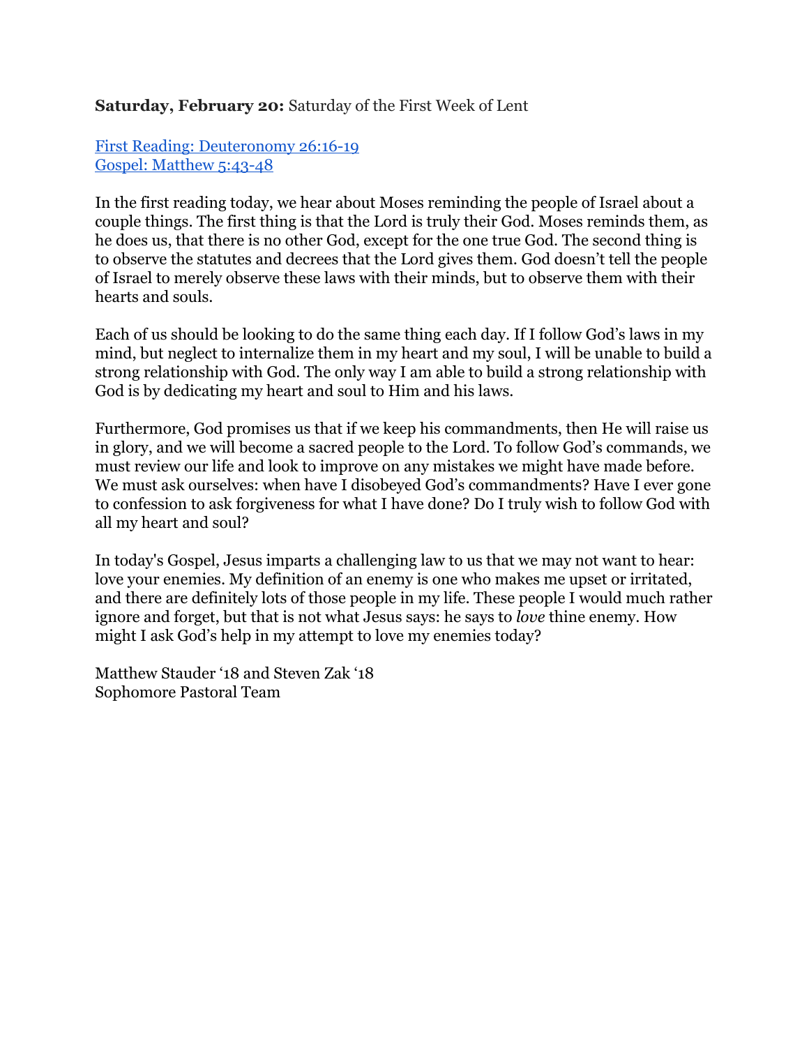**Saturday, February 20:** Saturday of the First Week of Lent

First Reading: Deuteronomy 26:16-19
Gospel: Matthew 5:43-48

In the first reading today, we hear about Moses reminding the people of Israel about a couple things. The first thing is that the Lord is truly their God. Moses reminds them, as he does us, that there is no other God, except for the one true God. The second thing is to observe the statutes and decrees that the Lord gives them. God doesn't tell the people of Israel to merely observe these laws with their minds, but to observe them with their hearts and souls.

Each of us should be looking to do the same thing each day. If I follow God's laws in my mind, but neglect to internalize them in my heart and my soul, I will be unable to build a strong relationship with God. The only way I am able to build a strong relationship with God is by dedicating my heart and soul to Him and his laws.

Furthermore, God promises us that if we keep his commandments, then He will raise us in glory, and we will become a sacred people to the Lord. To follow God's commands, we must review our life and look to improve on any mistakes we might have made before. We must ask ourselves: when have I disobeyed God's commandments? Have I ever gone to confession to ask forgiveness for what I have done? Do I truly wish to follow God with all my heart and soul?

In today's Gospel, Jesus imparts a challenging law to us that we may not want to hear: love your enemies. My definition of an enemy is one who makes me upset or irritated, and there are definitely lots of those people in my life. These people I would much rather ignore and forget, but that is not what Jesus says: he says to *love* thine enemy. How might I ask God's help in my attempt to love my enemies today?

Matthew Stauder '18 and Steven Zak '18
Sophomore Pastoral Team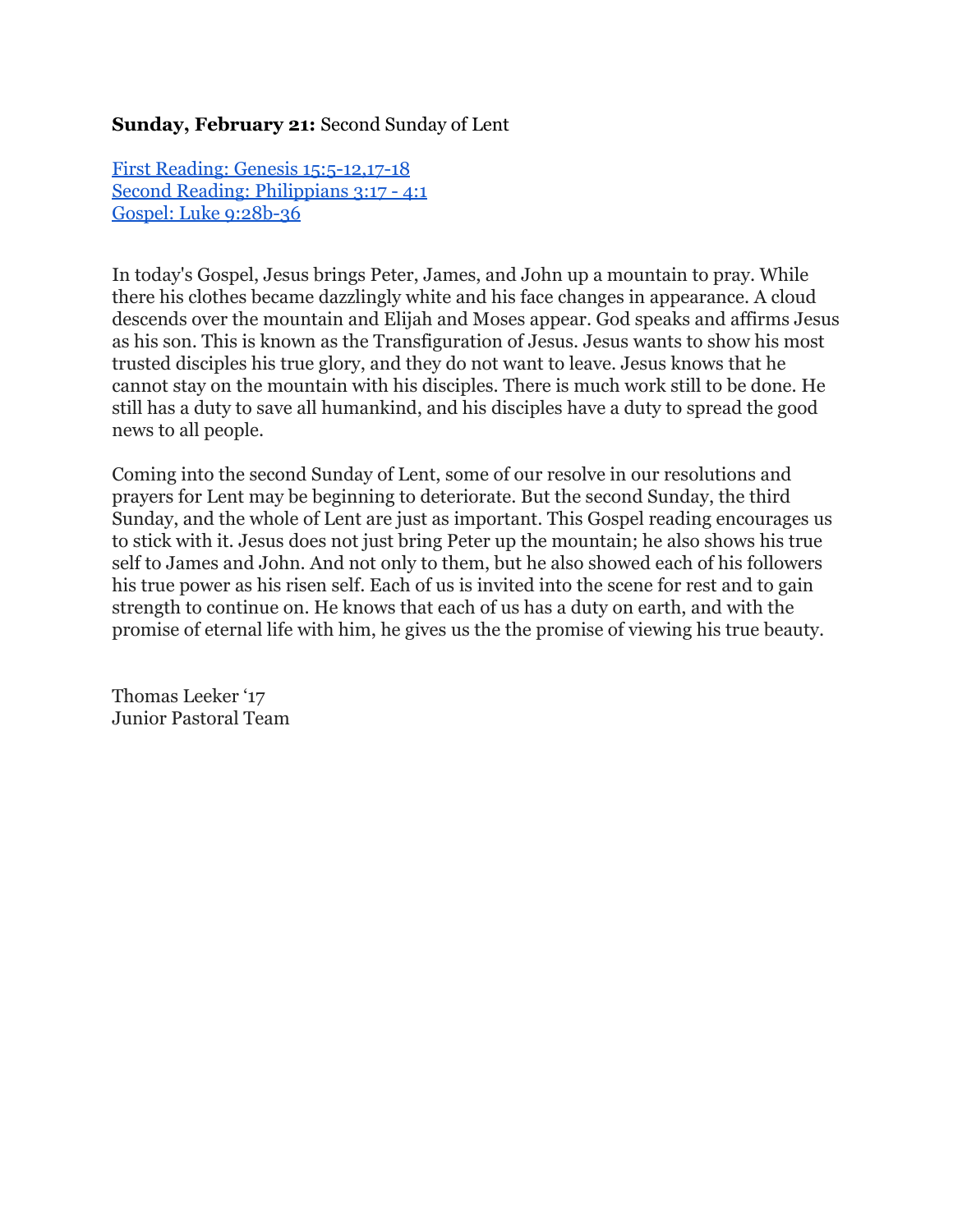**Sunday, February 21:** Second Sunday of Lent

First Reading: Genesis 15:5-12,17-18
Second Reading: Philippians 3:17 - 4:1
Gospel: Luke 9:28b-36

In today's Gospel, Jesus brings Peter, James, and John up a mountain to pray. While there his clothes became dazzlingly white and his face changes in appearance. A cloud descends over the mountain and Elijah and Moses appear. God speaks and affirms Jesus as his son. This is known as the Transfiguration of Jesus. Jesus wants to show his most trusted disciples his true glory, and they do not want to leave. Jesus knows that he cannot stay on the mountain with his disciples. There is much work still to be done. He still has a duty to save all humankind, and his disciples have a duty to spread the good news to all people.

Coming into the second Sunday of Lent, some of our resolve in our resolutions and prayers for Lent may be beginning to deteriorate. But the second Sunday, the third Sunday, and the whole of Lent are just as important. This Gospel reading encourages us to stick with it. Jesus does not just bring Peter up the mountain; he also shows his true self to James and John. And not only to them, but he also showed each of his followers his true power as his risen self. Each of us is invited into the scene for rest and to gain strength to continue on. He knows that each of us has a duty on earth, and with the promise of eternal life with him, he gives us the the promise of viewing his true beauty.

Thomas Leeker '17
Junior Pastoral Team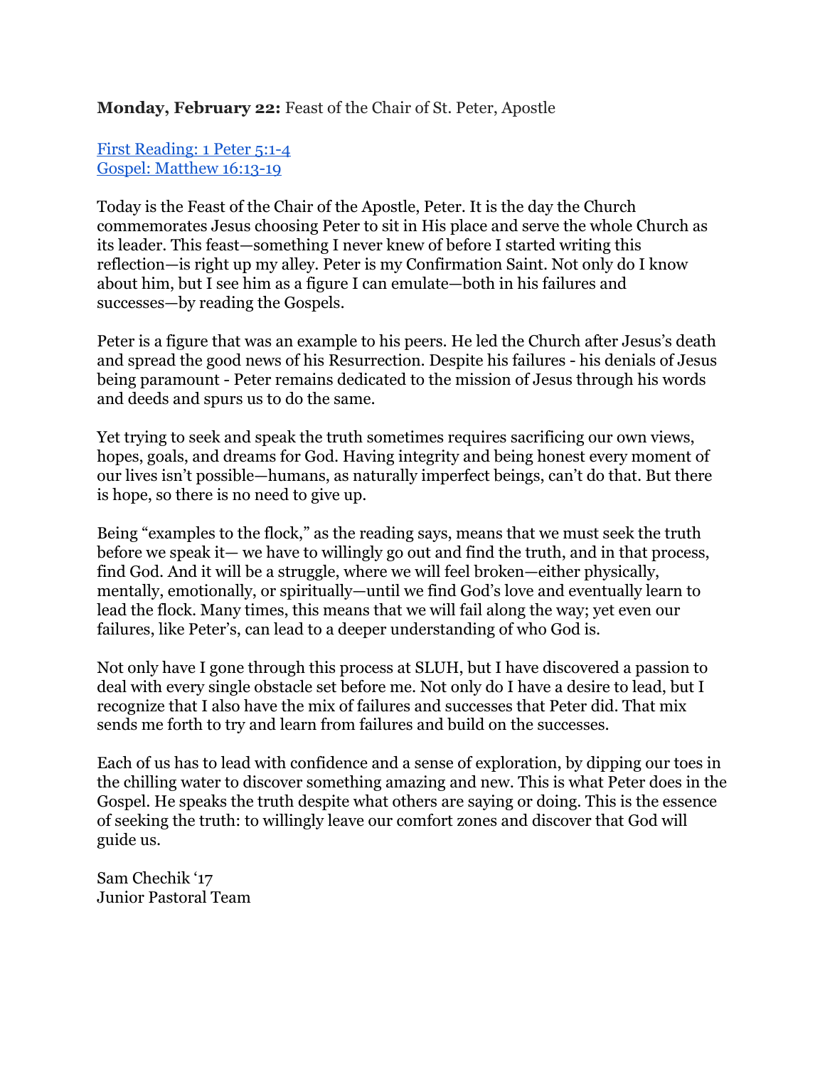**Monday, February 22:** Feast of the Chair of St. Peter, Apostle

First Reading: 1 Peter 5:1-4
Gospel: Matthew 16:13-19

Today is the Feast of the Chair of the Apostle, Peter. It is the day the Church commemorates Jesus choosing Peter to sit in His place and serve the whole Church as its leader. This feast—something I never knew of before I started writing this reflection—is right up my alley. Peter is my Confirmation Saint. Not only do I know about him, but I see him as a figure I can emulate—both in his failures and successes—by reading the Gospels.

Peter is a figure that was an example to his peers. He led the Church after Jesus's death and spread the good news of his Resurrection. Despite his failures - his denials of Jesus being paramount - Peter remains dedicated to the mission of Jesus through his words and deeds and spurs us to do the same.

Yet trying to seek and speak the truth sometimes requires sacrificing our own views, hopes, goals, and dreams for God. Having integrity and being honest every moment of our lives isn't possible—humans, as naturally imperfect beings, can't do that. But there is hope, so there is no need to give up.

Being "examples to the flock," as the reading says, means that we must seek the truth before we speak it— we have to willingly go out and find the truth, and in that process, find God. And it will be a struggle, where we will feel broken—either physically, mentally, emotionally, or spiritually—until we find God's love and eventually learn to lead the flock. Many times, this means that we will fail along the way; yet even our failures, like Peter's, can lead to a deeper understanding of who God is.

Not only have I gone through this process at SLUH, but I have discovered a passion to deal with every single obstacle set before me. Not only do I have a desire to lead, but I recognize that I also have the mix of failures and successes that Peter did. That mix sends me forth to try and learn from failures and build on the successes.

Each of us has to lead with confidence and a sense of exploration, by dipping our toes in the chilling water to discover something amazing and new. This is what Peter does in the Gospel. He speaks the truth despite what others are saying or doing. This is the essence of seeking the truth: to willingly leave our comfort zones and discover that God will guide us.

Sam Chechik '17
Junior Pastoral Team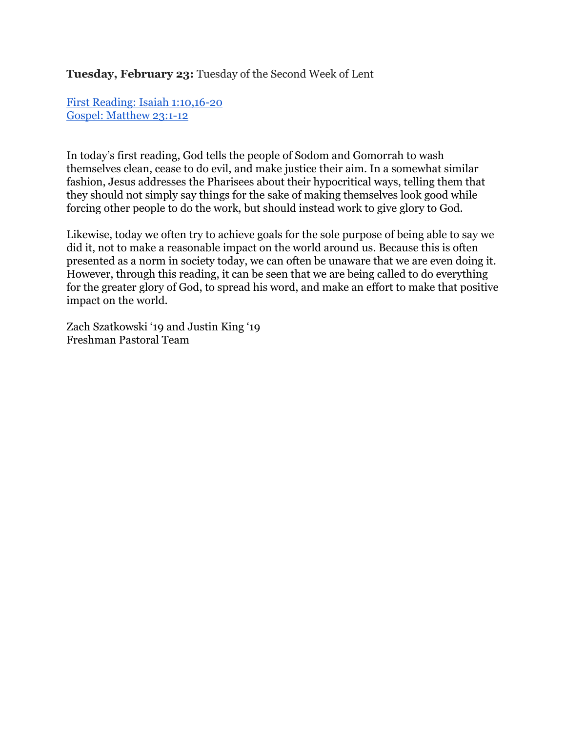**Tuesday, February 23:** Tuesday of the Second Week of Lent

[First Reading: Isaiah 1:10,16-20]
[Gospel: Matthew 23:1-12]

In today's first reading, God tells the people of Sodom and Gomorrah to wash themselves clean, cease to do evil, and make justice their aim. In a somewhat similar fashion, Jesus addresses the Pharisees about their hypocritical ways, telling them that they should not simply say things for the sake of making themselves look good while forcing other people to do the work, but should instead work to give glory to God.

Likewise, today we often try to achieve goals for the sole purpose of being able to say we did it, not to make a reasonable impact on the world around us. Because this is often presented as a norm in society today, we can often be unaware that we are even doing it. However, through this reading, it can be seen that we are being called to do everything for the greater glory of God, to spread his word, and make an effort to make that positive impact on the world.

Zach Szatkowski '19 and Justin King '19
Freshman Pastoral Team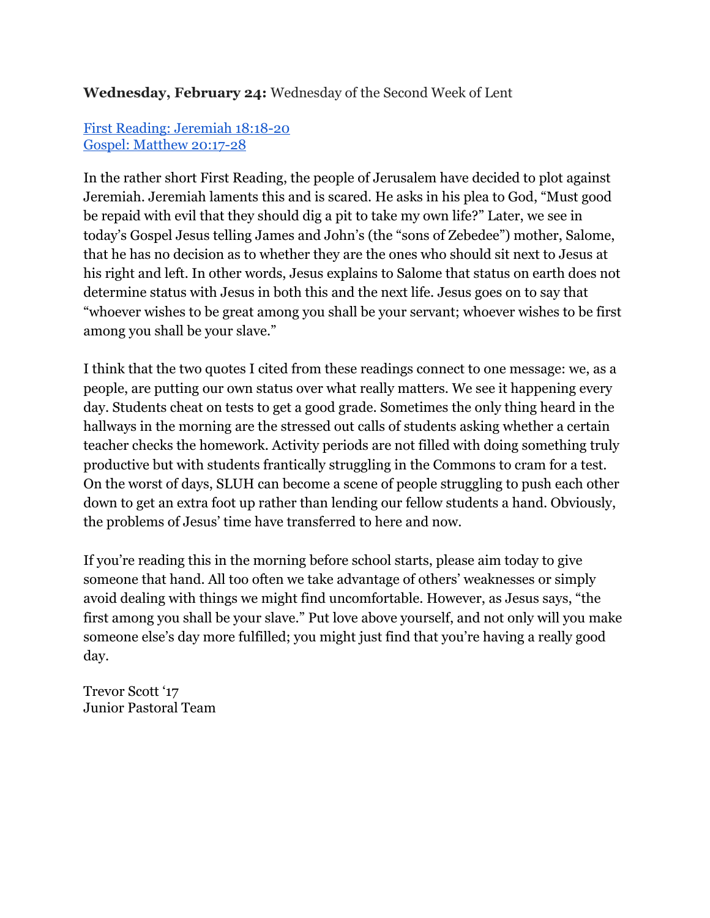**Wednesday, February 24:** Wednesday of the Second Week of Lent

[First Reading: Jeremiah 18:18-20](#)
[Gospel: Matthew 20:17-28](#)

In the rather short First Reading, the people of Jerusalem have decided to plot against Jeremiah. Jeremiah laments this and is scared. He asks in his plea to God, “Must good be repaid with evil that they should dig a pit to take my own life?” Later, we see in today’s Gospel Jesus telling James and John’s (the “sons of Zebedee”) mother, Salome, that he has no decision as to whether they are the ones who should sit next to Jesus at his right and left. In other words, Jesus explains to Salome that status on earth does not determine status with Jesus in both this and the next life. Jesus goes on to say that “whoever wishes to be great among you shall be your servant; whoever wishes to be first among you shall be your slave.”

I think that the two quotes I cited from these readings connect to one message: we, as a people, are putting our own status over what really matters. We see it happening every day. Students cheat on tests to get a good grade. Sometimes the only thing heard in the hallways in the morning are the stressed out calls of students asking whether a certain teacher checks the homework. Activity periods are not filled with doing something truly productive but with students frantically struggling in the Commons to cram for a test. On the worst of days, SLUH can become a scene of people struggling to push each other down to get an extra foot up rather than lending our fellow students a hand. Obviously, the problems of Jesus’ time have transferred to here and now.

If you’re reading this in the morning before school starts, please aim today to give someone that hand. All too often we take advantage of others’ weaknesses or simply avoid dealing with things we might find uncomfortable. However, as Jesus says, “the first among you shall be your slave.” Put love above yourself, and not only will you make someone else’s day more fulfilled; you might just find that you’re having a really good day.

Trevor Scott ‘17
Junior Pastoral Team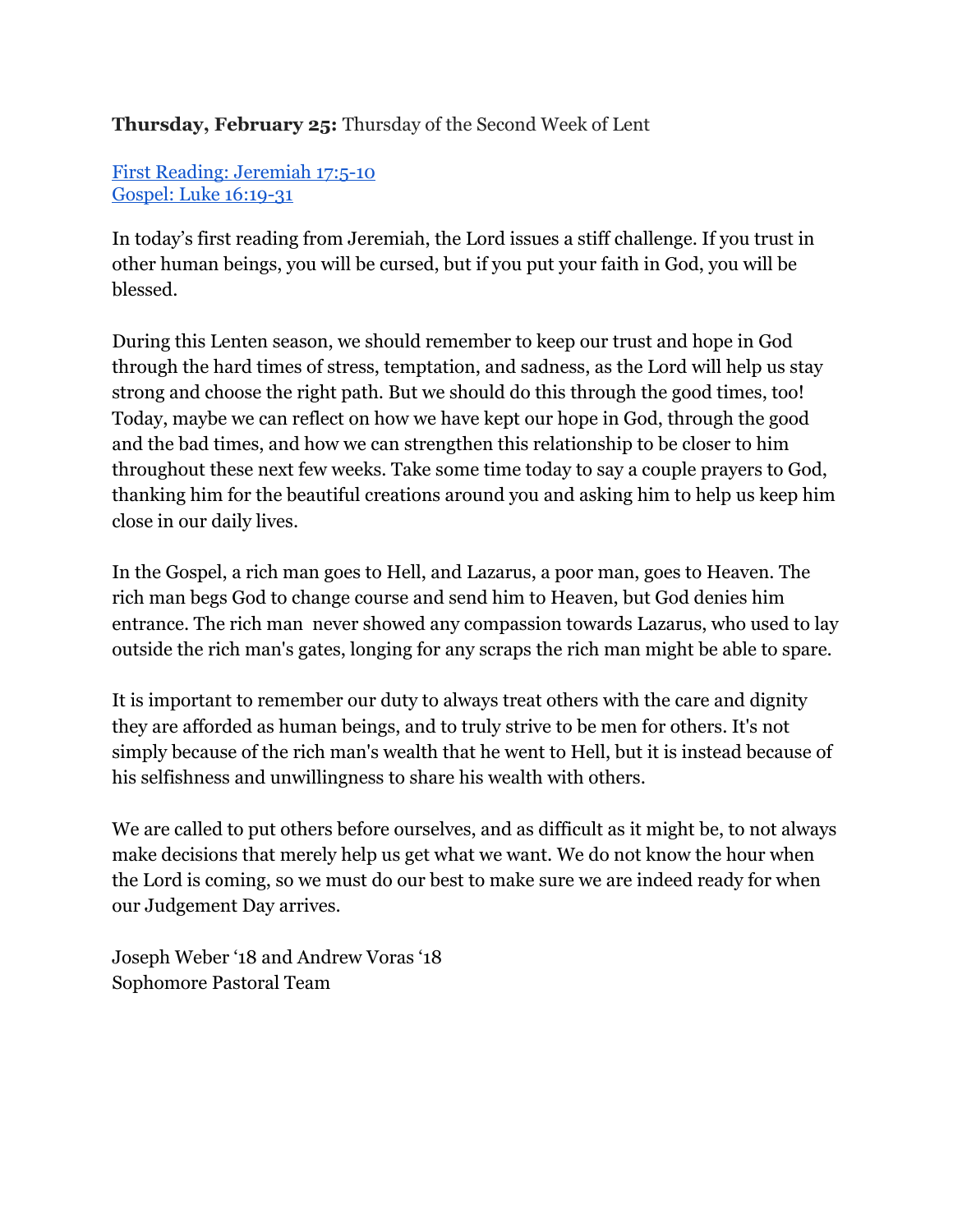**Thursday, February 25:** Thursday of the Second Week of Lent

[First Reading: Jeremiah 17:5-10](#)
[Gospel: Luke 16:19-31](#)

In today's first reading from Jeremiah, the Lord issues a stiff challenge. If you trust in other human beings, you will be cursed, but if you put your faith in God, you will be blessed.

During this Lenten season, we should remember to keep our trust and hope in God through the hard times of stress, temptation, and sadness, as the Lord will help us stay strong and choose the right path. But we should do this through the good times, too! Today, maybe we can reflect on how we have kept our hope in God, through the good and the bad times, and how we can strengthen this relationship to be closer to him throughout these next few weeks. Take some time today to say a couple prayers to God, thanking him for the beautiful creations around you and asking him to help us keep him close in our daily lives.

In the Gospel, a rich man goes to Hell, and Lazarus, a poor man, goes to Heaven. The rich man begs God to change course and send him to Heaven, but God denies him entrance. The rich man never showed any compassion towards Lazarus, who used to lay outside the rich man's gates, longing for any scraps the rich man might be able to spare.

It is important to remember our duty to always treat others with the care and dignity they are afforded as human beings, and to truly strive to be men for others. It's not simply because of the rich man's wealth that he went to Hell, but it is instead because of his selfishness and unwillingness to share his wealth with others.

We are called to put others before ourselves, and as difficult as it might be, to not always make decisions that merely help us get what we want. We do not know the hour when the Lord is coming, so we must do our best to make sure we are indeed ready for when our Judgement Day arrives.

Joseph Weber '18 and Andrew Voras '18
Sophomore Pastoral Team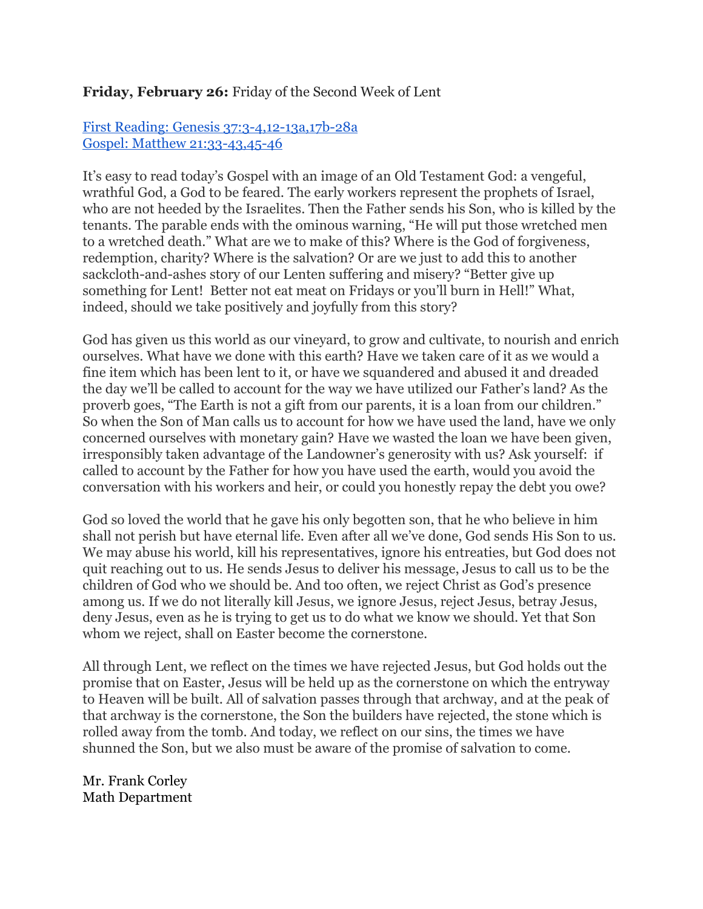**Friday, February 26:** Friday of the Second Week of Lent

[First Reading: Genesis 37:3-4,12-13a,17b-28a]
[Gospel: Matthew 21:33-43,45-46]

It's easy to read today's Gospel with an image of an Old Testament God: a vengeful, wrathful God, a God to be feared. The early workers represent the prophets of Israel, who are not heeded by the Israelites. Then the Father sends his Son, who is killed by the tenants. The parable ends with the ominous warning, "He will put those wretched men to a wretched death." What are we to make of this? Where is the God of forgiveness, redemption, charity? Where is the salvation? Or are we just to add this to another sackcloth-and-ashes story of our Lenten suffering and misery? "Better give up something for Lent! Better not eat meat on Fridays or you'll burn in Hell!" What, indeed, should we take positively and joyfully from this story?

God has given us this world as our vineyard, to grow and cultivate, to nourish and enrich ourselves. What have we done with this earth? Have we taken care of it as we would a fine item which has been lent to it, or have we squandered and abused it and dreaded the day we'll be called to account for the way we have utilized our Father's land? As the proverb goes, "The Earth is not a gift from our parents, it is a loan from our children." So when the Son of Man calls us to account for how we have used the land, have we only concerned ourselves with monetary gain? Have we wasted the loan we have been given, irresponsibly taken advantage of the Landowner's generosity with us? Ask yourself: if called to account by the Father for how you have used the earth, would you avoid the conversation with his workers and heir, or could you honestly repay the debt you owe?

God so loved the world that he gave his only begotten son, that he who believe in him shall not perish but have eternal life. Even after all we've done, God sends His Son to us. We may abuse his world, kill his representatives, ignore his entreaties, but God does not quit reaching out to us. He sends Jesus to deliver his message, Jesus to call us to be the children of God who we should be. And too often, we reject Christ as God's presence among us. If we do not literally kill Jesus, we ignore Jesus, reject Jesus, betray Jesus, deny Jesus, even as he is trying to get us to do what we know we should. Yet that Son whom we reject, shall on Easter become the cornerstone.

All through Lent, we reflect on the times we have rejected Jesus, but God holds out the promise that on Easter, Jesus will be held up as the cornerstone on which the entryway to Heaven will be built. All of salvation passes through that archway, and at the peak of that archway is the cornerstone, the Son the builders have rejected, the stone which is rolled away from the tomb. And today, we reflect on our sins, the times we have shunned the Son, but we also must be aware of the promise of salvation to come.

Mr. Frank Corley
Math Department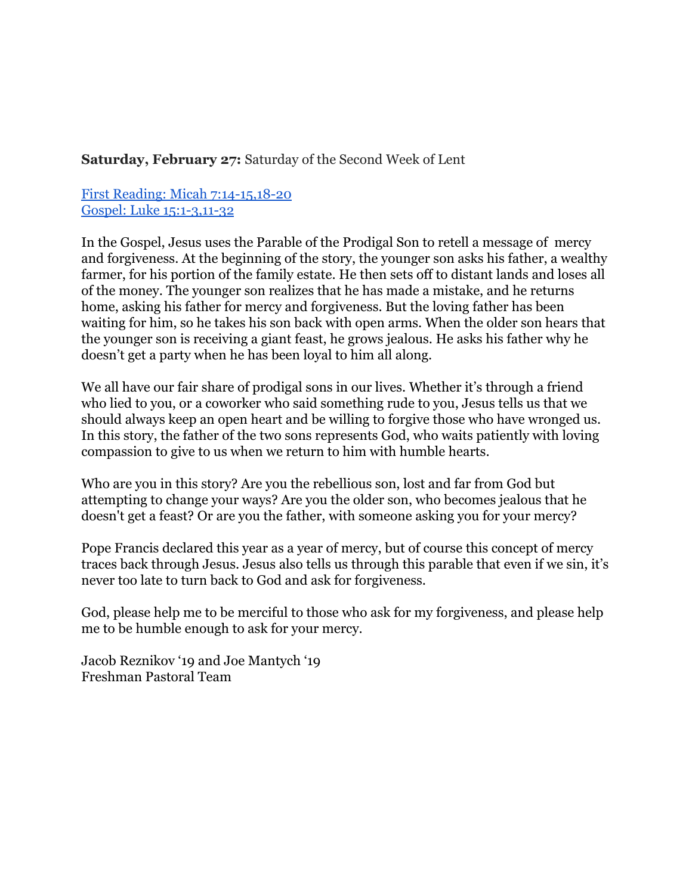**Saturday, February 27:** Saturday of the Second Week of Lent

First Reading: Micah 7:14-15,18-20
Gospel: Luke 15:1-3,11-32

In the Gospel, Jesus uses the Parable of the Prodigal Son to retell a message of mercy and forgiveness. At the beginning of the story, the younger son asks his father, a wealthy farmer, for his portion of the family estate. He then sets off to distant lands and loses all of the money. The younger son realizes that he has made a mistake, and he returns home, asking his father for mercy and forgiveness. But the loving father has been waiting for him, so he takes his son back with open arms. When the older son hears that the younger son is receiving a giant feast, he grows jealous. He asks his father why he doesn't get a party when he has been loyal to him all along.

We all have our fair share of prodigal sons in our lives. Whether it's through a friend who lied to you, or a coworker who said something rude to you, Jesus tells us that we should always keep an open heart and be willing to forgive those who have wronged us. In this story, the father of the two sons represents God, who waits patiently with loving compassion to give to us when we return to him with humble hearts.

Who are you in this story? Are you the rebellious son, lost and far from God but attempting to change your ways? Are you the older son, who becomes jealous that he doesn't get a feast? Or are you the father, with someone asking you for your mercy?

Pope Francis declared this year as a year of mercy, but of course this concept of mercy traces back through Jesus. Jesus also tells us through this parable that even if we sin, it's never too late to turn back to God and ask for forgiveness.

God, please help me to be merciful to those who ask for my forgiveness, and please help me to be humble enough to ask for your mercy.

Jacob Reznikov '19 and Joe Mantych '19
Freshman Pastoral Team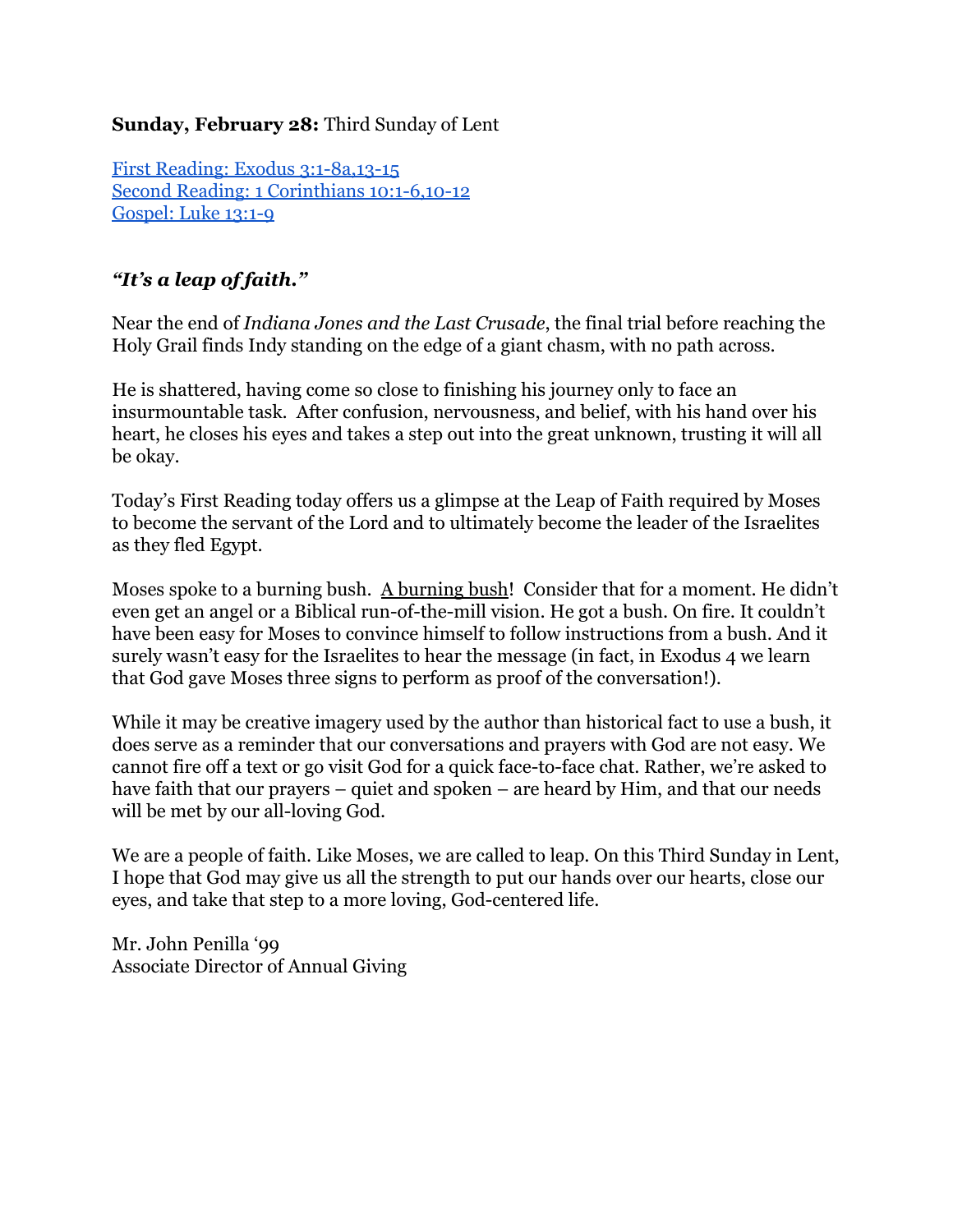**Sunday, February 28:** Third Sunday of Lent

[First Reading: Exodus 3:1-8a,13-15]
[Second Reading: 1 Corinthians 10:1-6,10-12]
[Gospel: Luke 13:1-9]

***"It's a leap of faith."***

Near the end of *Indiana Jones and the Last Crusade*, the final trial before reaching the Holy Grail finds Indy standing on the edge of a giant chasm, with no path across.

He is shattered, having come so close to finishing his journey only to face an insurmountable task. After confusion, nervousness, and belief, with his hand over his heart, he closes his eyes and takes a step out into the great unknown, trusting it will all be okay.

Today's First Reading today offers us a glimpse at the Leap of Faith required by Moses to become the servant of the Lord and to ultimately become the leader of the Israelites as they fled Egypt.

Moses spoke to a burning bush. A burning bush! Consider that for a moment. He didn't even get an angel or a Biblical run-of-the-mill vision. He got a bush. On fire. It couldn't have been easy for Moses to convince himself to follow instructions from a bush. And it surely wasn't easy for the Israelites to hear the message (in fact, in Exodus 4 we learn that God gave Moses three signs to perform as proof of the conversation!).

While it may be creative imagery used by the author than historical fact to use a bush, it does serve as a reminder that our conversations and prayers with God are not easy. We cannot fire off a text or go visit God for a quick face-to-face chat. Rather, we're asked to have faith that our prayers – quiet and spoken – are heard by Him, and that our needs will be met by our all-loving God.

We are a people of faith. Like Moses, we are called to leap. On this Third Sunday in Lent, I hope that God may give us all the strength to put our hands over our hearts, close our eyes, and take that step to a more loving, God-centered life.

Mr. John Penilla '99
Associate Director of Annual Giving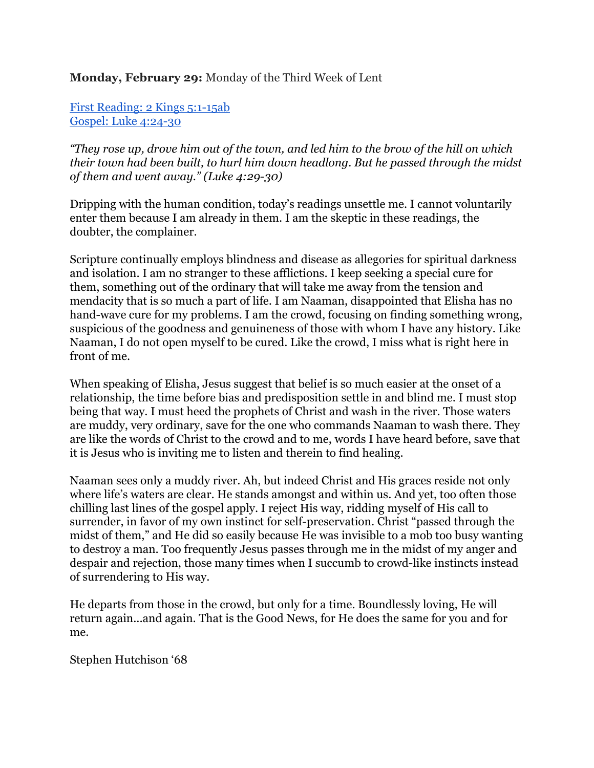**Monday, February 29:** Monday of the Third Week of Lent

[First Reading: 2 Kings 5:1-15ab]
[Gospel: Luke 4:24-30]

*"They rose up, drove him out of the town, and led him to the brow of the hill on which their town had been built, to hurl him down headlong. But he passed through the midst of them and went away." (Luke 4:29-30)*

Dripping with the human condition, today's readings unsettle me. I cannot voluntarily enter them because I am already in them. I am the skeptic in these readings, the doubter, the complainer.

Scripture continually employs blindness and disease as allegories for spiritual darkness and isolation. I am no stranger to these afflictions. I keep seeking a special cure for them, something out of the ordinary that will take me away from the tension and mendacity that is so much a part of life. I am Naaman, disappointed that Elisha has no hand-wave cure for my problems. I am the crowd, focusing on finding something wrong, suspicious of the goodness and genuineness of those with whom I have any history. Like Naaman, I do not open myself to be cured. Like the crowd, I miss what is right here in front of me.

When speaking of Elisha, Jesus suggest that belief is so much easier at the onset of a relationship, the time before bias and predisposition settle in and blind me. I must stop being that way. I must heed the prophets of Christ and wash in the river. Those waters are muddy, very ordinary, save for the one who commands Naaman to wash there. They are like the words of Christ to the crowd and to me, words I have heard before, save that it is Jesus who is inviting me to listen and therein to find healing.

Naaman sees only a muddy river. Ah, but indeed Christ and His graces reside not only where life's waters are clear. He stands amongst and within us. And yet, too often those chilling last lines of the gospel apply. I reject His way, ridding myself of His call to surrender, in favor of my own instinct for self-preservation. Christ "passed through the midst of them," and He did so easily because He was invisible to a mob too busy wanting to destroy a man. Too frequently Jesus passes through me in the midst of my anger and despair and rejection, those many times when I succumb to crowd-like instincts instead of surrendering to His way.

He departs from those in the crowd, but only for a time. Boundlessly loving, He will return again…and again. That is the Good News, for He does the same for you and for me.

Stephen Hutchison '68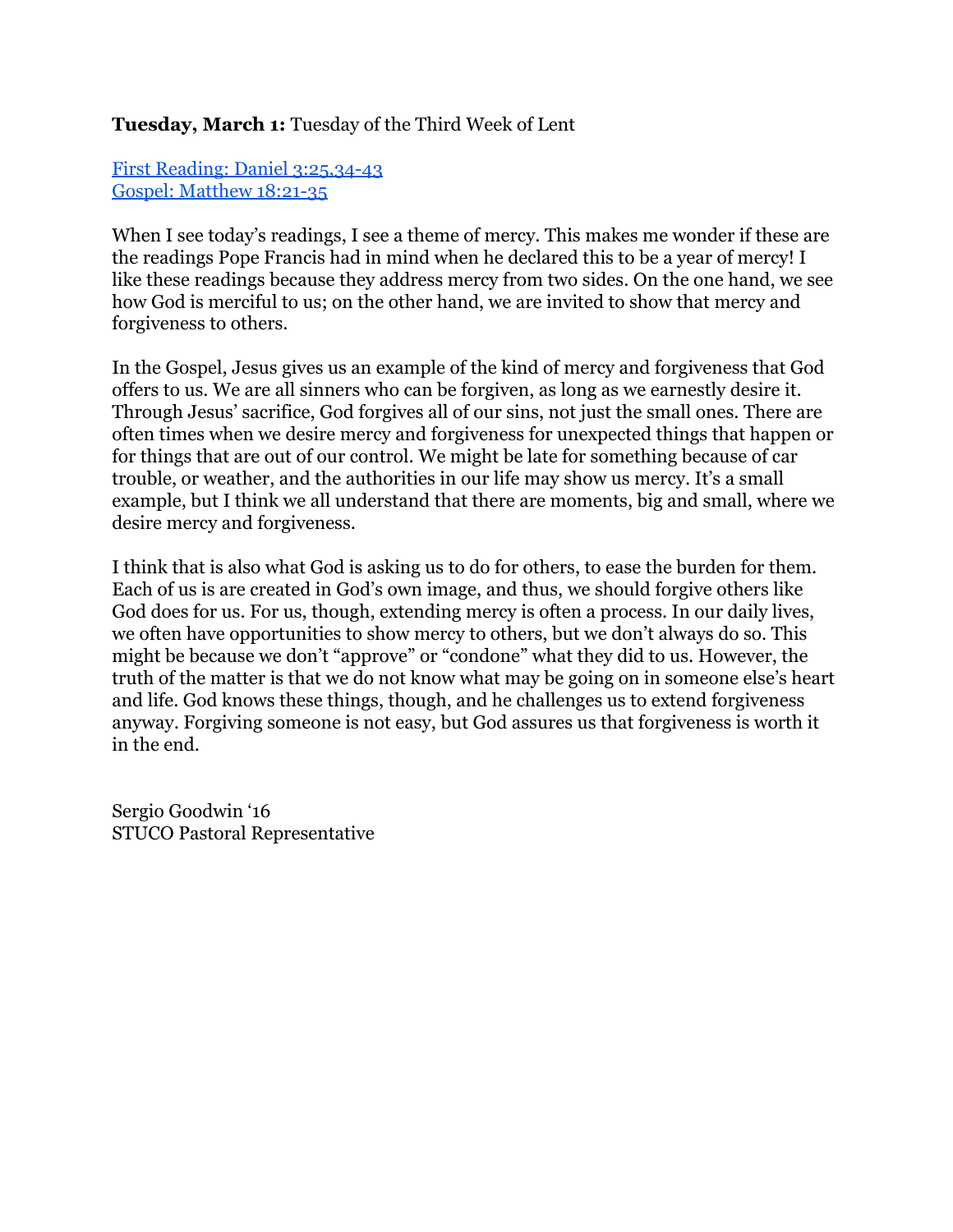**Tuesday, March 1:** Tuesday of the Third Week of Lent

First Reading: Daniel 3:25,34-43
Gospel: Matthew 18:21-35

When I see today's readings, I see a theme of mercy. This makes me wonder if these are the readings Pope Francis had in mind when he declared this to be a year of mercy! I like these readings because they address mercy from two sides. On the one hand, we see how God is merciful to us; on the other hand, we are invited to show that mercy and forgiveness to others.

In the Gospel, Jesus gives us an example of the kind of mercy and forgiveness that God offers to us. We are all sinners who can be forgiven, as long as we earnestly desire it. Through Jesus' sacrifice, God forgives all of our sins, not just the small ones. There are often times when we desire mercy and forgiveness for unexpected things that happen or for things that are out of our control. We might be late for something because of car trouble, or weather, and the authorities in our life may show us mercy. It's a small example, but I think we all understand that there are moments, big and small, where we desire mercy and forgiveness.

I think that is also what God is asking us to do for others, to ease the burden for them. Each of us is are created in God's own image, and thus, we should forgive others like God does for us. For us, though, extending mercy is often a process. In our daily lives, we often have opportunities to show mercy to others, but we don't always do so. This might be because we don't "approve" or "condone" what they did to us. However, the truth of the matter is that we do not know what may be going on in someone else's heart and life. God knows these things, though, and he challenges us to extend forgiveness anyway. Forgiving someone is not easy, but God assures us that forgiveness is worth it in the end.

Sergio Goodwin '16
STUCO Pastoral Representative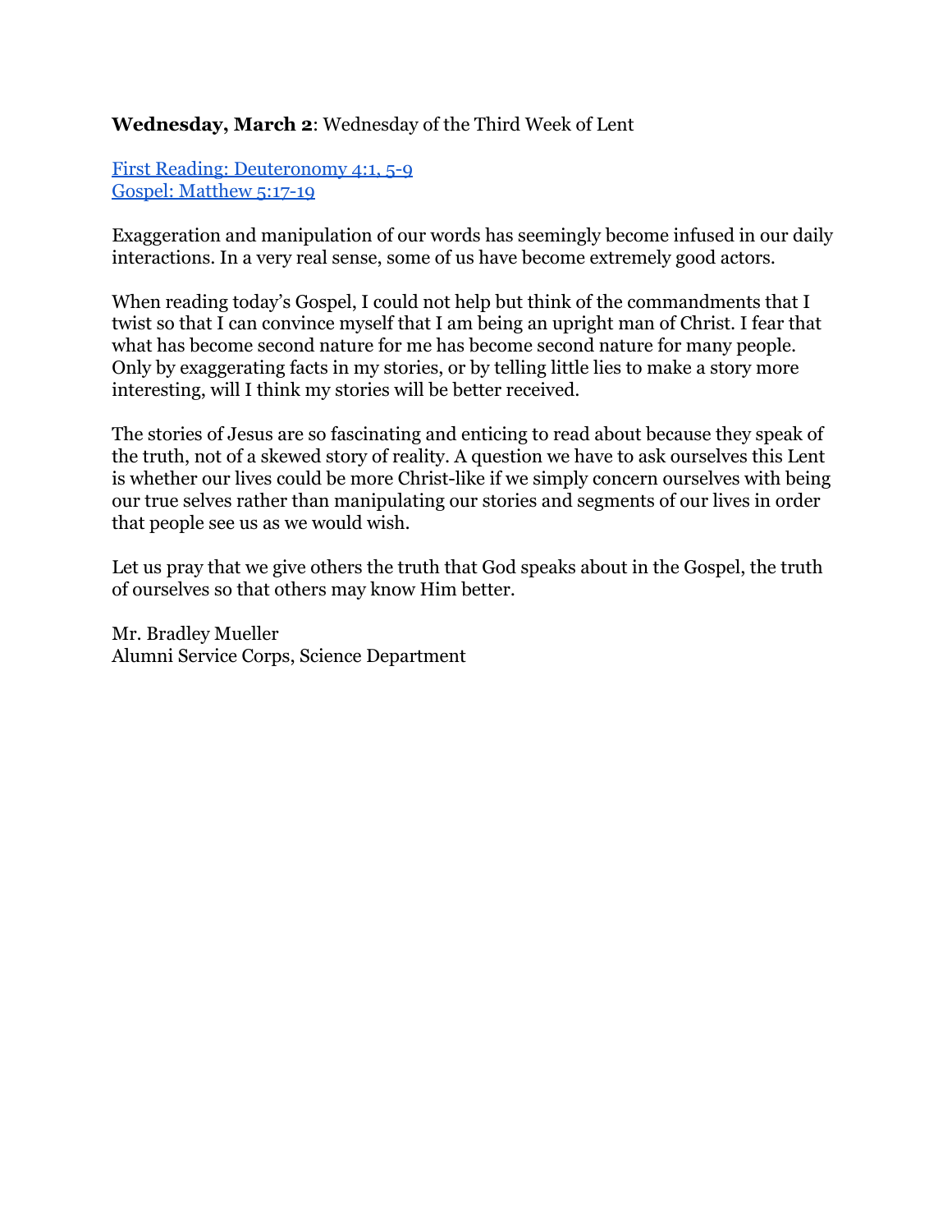**Wednesday, March 2**: Wednesday of the Third Week of Lent

First Reading: Deuteronomy 4:1, 5-9
Gospel: Matthew 5:17-19

Exaggeration and manipulation of our words has seemingly become infused in our daily interactions. In a very real sense, some of us have become extremely good actors.

When reading today's Gospel, I could not help but think of the commandments that I twist so that I can convince myself that I am being an upright man of Christ. I fear that what has become second nature for me has become second nature for many people. Only by exaggerating facts in my stories, or by telling little lies to make a story more interesting, will I think my stories will be better received.

The stories of Jesus are so fascinating and enticing to read about because they speak of the truth, not of a skewed story of reality. A question we have to ask ourselves this Lent is whether our lives could be more Christ-like if we simply concern ourselves with being our true selves rather than manipulating our stories and segments of our lives in order that people see us as we would wish.

Let us pray that we give others the truth that God speaks about in the Gospel, the truth of ourselves so that others may know Him better.

Mr. Bradley Mueller
Alumni Service Corps, Science Department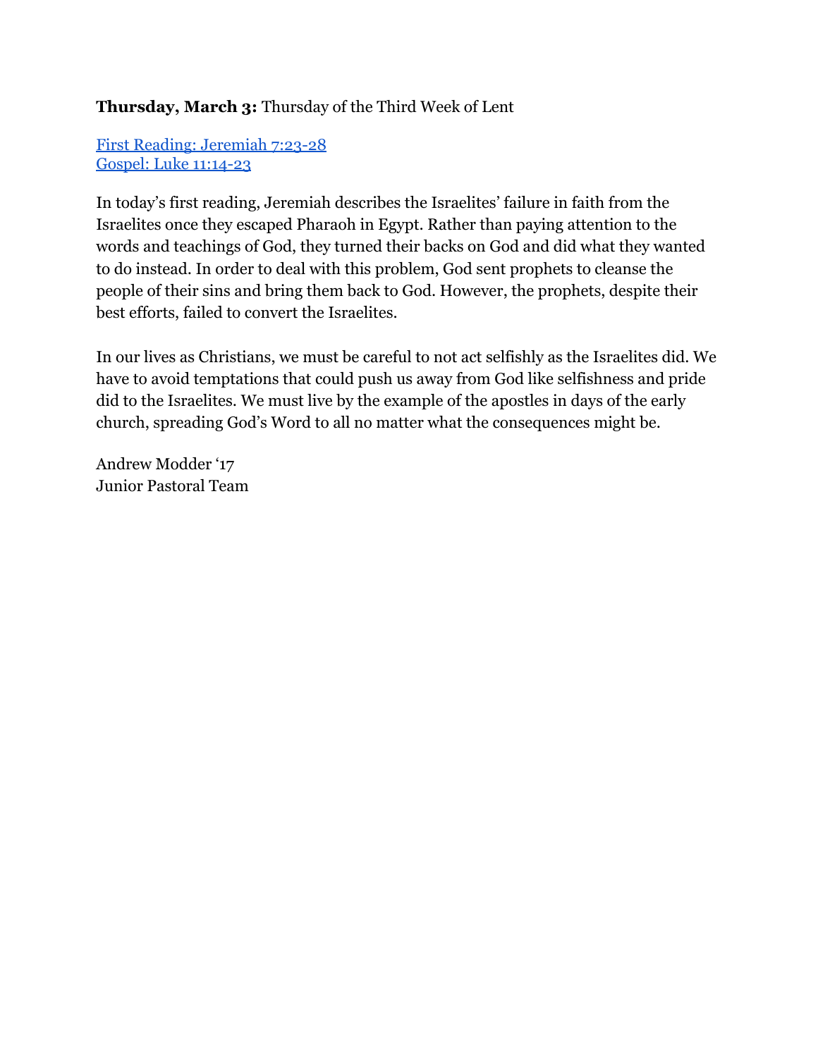**Thursday, March 3:** Thursday of the Third Week of Lent

[First Reading: Jeremiah 7:23-28]
[Gospel: Luke 11:14-23]

In today's first reading, Jeremiah describes the Israelites' failure in faith from the Israelites once they escaped Pharaoh in Egypt. Rather than paying attention to the words and teachings of God, they turned their backs on God and did what they wanted to do instead. In order to deal with this problem, God sent prophets to cleanse the people of their sins and bring them back to God. However, the prophets, despite their best efforts, failed to convert the Israelites.

In our lives as Christians, we must be careful to not act selfishly as the Israelites did. We have to avoid temptations that could push us away from God like selfishness and pride did to the Israelites. We must live by the example of the apostles in days of the early church, spreading God's Word to all no matter what the consequences might be.

Andrew Modder '17
Junior Pastoral Team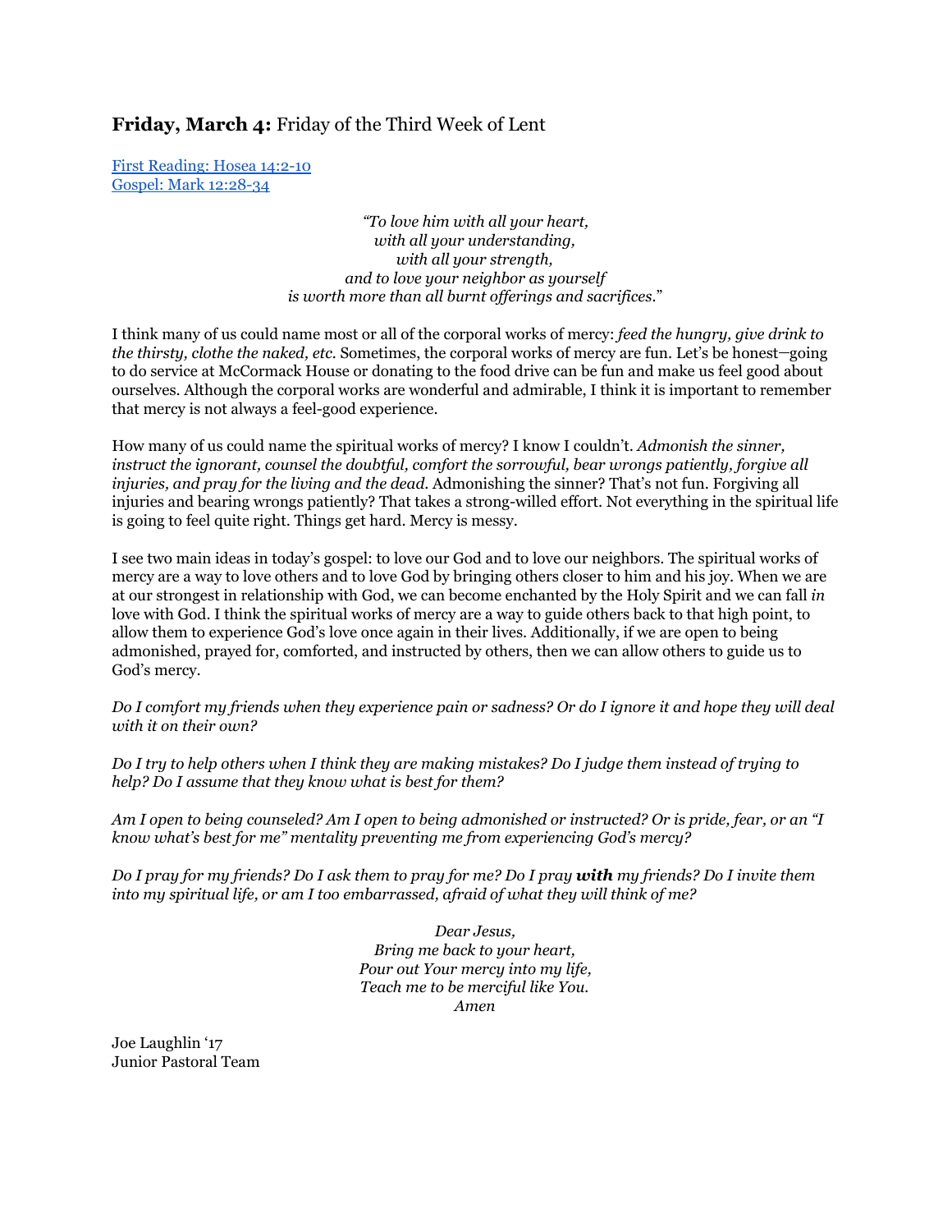## **Friday, March 4:** Friday of the Third Week of Lent

[First Reading: Hosea 14:2-10](#)
[Gospel: Mark 12:28-34](#)

*"To love him with all your heart,*
*with all your understanding,*
*with all your strength,*
*and to love your neighbor as yourself*
*is worth more than all burnt offerings and sacrifices."*

I think many of us could name most or all of the corporal works of mercy: *feed the hungry, give drink to the thirsty, clothe the naked, etc.* Sometimes, the corporal works of mercy are fun. Let's be honest—going to do service at McCormack House or donating to the food drive can be fun and make us feel good about ourselves. Although the corporal works are wonderful and admirable, I think it is important to remember that mercy is not always a feel-good experience.

How many of us could name the spiritual works of mercy? I know I couldn't. *Admonish the sinner, instruct the ignorant, counsel the doubtful, comfort the sorrowful, bear wrongs patiently, forgive all injuries, and pray for the living and the dead.* Admonishing the sinner? That's not fun. Forgiving all injuries and bearing wrongs patiently? That takes a strong-willed effort. Not everything in the spiritual life is going to feel quite right. Things get hard. Mercy is messy.

I see two main ideas in today's gospel: to love our God and to love our neighbors. The spiritual works of mercy are a way to love others and to love God by bringing others closer to him and his joy. When we are at our strongest in relationship with God, we can become enchanted by the Holy Spirit and we can fall *in* love with God. I think the spiritual works of mercy are a way to guide others back to that high point, to allow them to experience God's love once again in their lives. Additionally, if we are open to being admonished, prayed for, comforted, and instructed by others, then we can allow others to guide us to God's mercy.

*Do I comfort my friends when they experience pain or sadness? Or do I ignore it and hope they will deal with it on their own?*

*Do I try to help others when I think they are making mistakes? Do I judge them instead of trying to help? Do I assume that they know what is best for them?*

*Am I open to being counseled? Am I open to being admonished or instructed? Or is pride, fear, or an "I know what's best for me" mentality preventing me from experiencing God's mercy?*

*Do I pray for my friends? Do I ask them to pray for me? Do I pray* ***with*** *my friends? Do I invite them into my spiritual life, or am I too embarrassed, afraid of what they will think of me?*

*Dear Jesus,*
*Bring me back to your heart,*
*Pour out Your mercy into my life,*
*Teach me to be merciful like You.*
*Amen*

Joe Laughlin '17
Junior Pastoral Team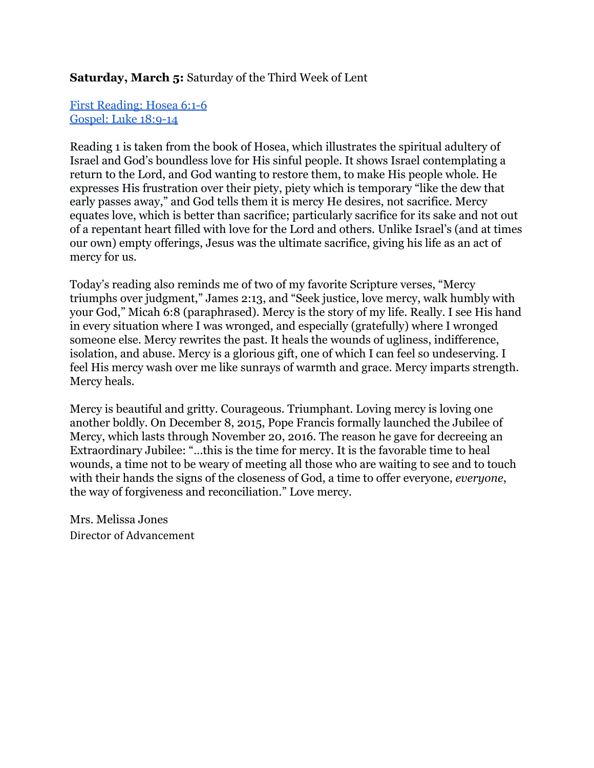**Saturday, March 5:** Saturday of the Third Week of Lent

[First Reading: Hosea 6:1-6](#)
[Gospel: Luke 18:9-14](#)

Reading 1 is taken from the book of Hosea, which illustrates the spiritual adultery of Israel and God's boundless love for His sinful people. It shows Israel contemplating a return to the Lord, and God wanting to restore them, to make His people whole. He expresses His frustration over their piety, piety which is temporary "like the dew that early passes away," and God tells them it is mercy He desires, not sacrifice. Mercy equates love, which is better than sacrifice; particularly sacrifice for its sake and not out of a repentant heart filled with love for the Lord and others. Unlike Israel's (and at times our own) empty offerings, Jesus was the ultimate sacrifice, giving his life as an act of mercy for us.

Today's reading also reminds me of two of my favorite Scripture verses, "Mercy triumphs over judgment," James 2:13, and "Seek justice, love mercy, walk humbly with your God," Micah 6:8 (paraphrased). Mercy is the story of my life. Really. I see His hand in every situation where I was wronged, and especially (gratefully) where I wronged someone else. Mercy rewrites the past. It heals the wounds of ugliness, indifference, isolation, and abuse. Mercy is a glorious gift, one of which I can feel so undeserving. I feel His mercy wash over me like sunrays of warmth and grace. Mercy imparts strength. Mercy heals.

Mercy is beautiful and gritty. Courageous. Triumphant. Loving mercy is loving one another boldly. On December 8, 2015, Pope Francis formally launched the Jubilee of Mercy, which lasts through November 20, 2016. The reason he gave for decreeing an Extraordinary Jubilee: "…this is the time for mercy. It is the favorable time to heal wounds, a time not to be weary of meeting all those who are waiting to see and to touch with their hands the signs of the closeness of God, a time to offer everyone, *everyone*, the way of forgiveness and reconciliation." Love mercy.

Mrs. Melissa Jones
Director of Advancement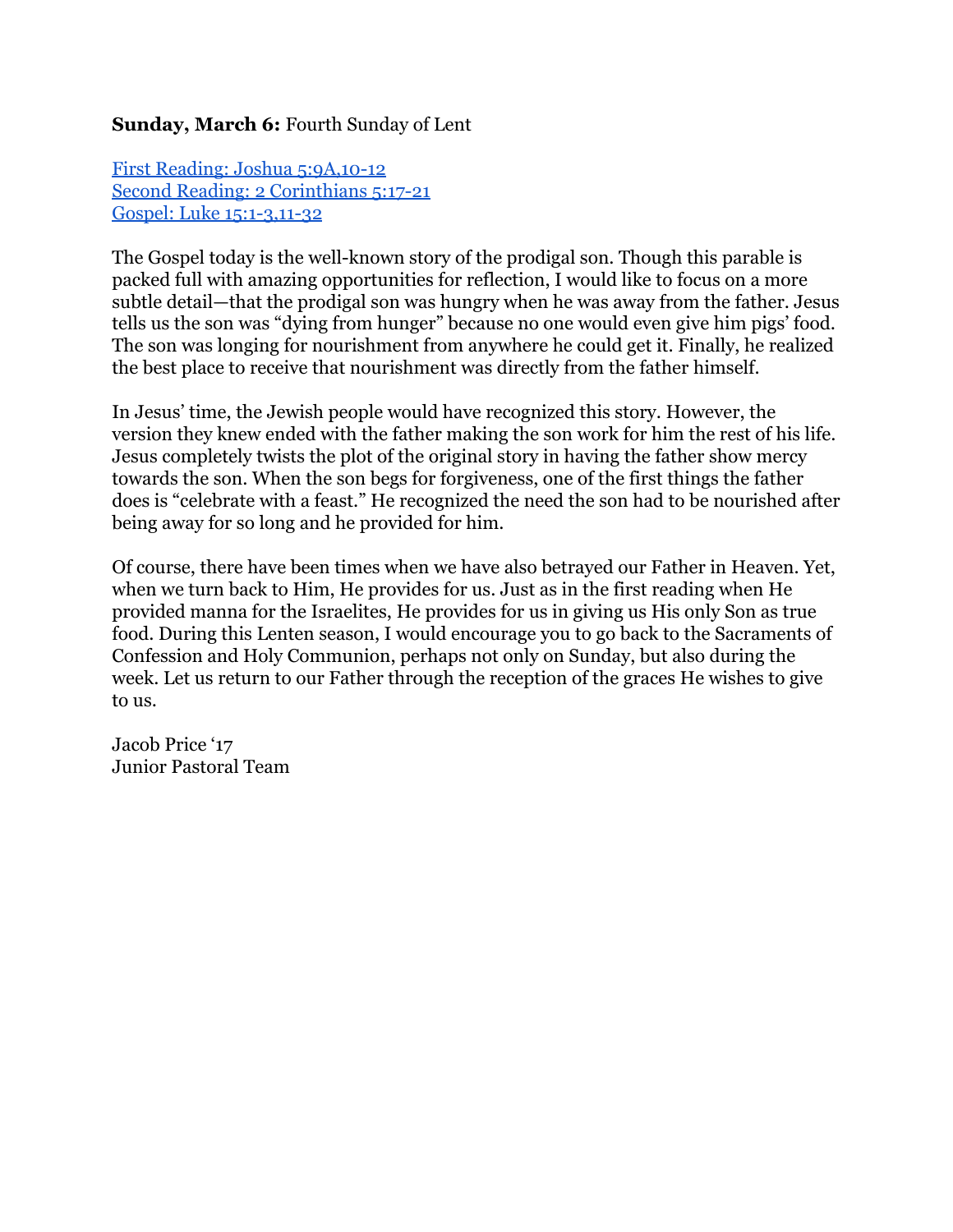**Sunday, March 6:** Fourth Sunday of Lent

First Reading: Joshua 5:9A,10-12
Second Reading: 2 Corinthians 5:17-21
Gospel: Luke 15:1-3,11-32

The Gospel today is the well-known story of the prodigal son. Though this parable is packed full with amazing opportunities for reflection, I would like to focus on a more subtle detail—that the prodigal son was hungry when he was away from the father. Jesus tells us the son was "dying from hunger" because no one would even give him pigs' food. The son was longing for nourishment from anywhere he could get it. Finally, he realized the best place to receive that nourishment was directly from the father himself.

In Jesus' time, the Jewish people would have recognized this story. However, the version they knew ended with the father making the son work for him the rest of his life. Jesus completely twists the plot of the original story in having the father show mercy towards the son. When the son begs for forgiveness, one of the first things the father does is "celebrate with a feast." He recognized the need the son had to be nourished after being away for so long and he provided for him.

Of course, there have been times when we have also betrayed our Father in Heaven. Yet, when we turn back to Him, He provides for us. Just as in the first reading when He provided manna for the Israelites, He provides for us in giving us His only Son as true food. During this Lenten season, I would encourage you to go back to the Sacraments of Confession and Holy Communion, perhaps not only on Sunday, but also during the week. Let us return to our Father through the reception of the graces He wishes to give to us.

Jacob Price '17
Junior Pastoral Team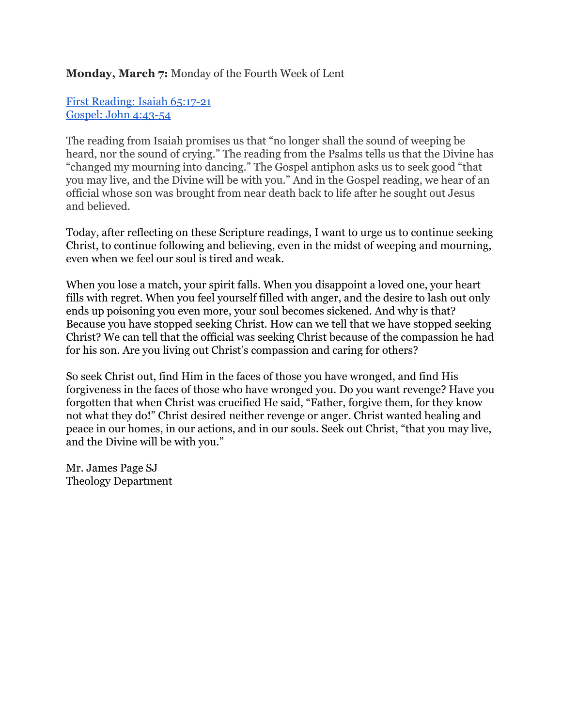**Monday, March 7:** Monday of the Fourth Week of Lent

[First Reading: Isaiah 65:17-21](#)
[Gospel: John 4:43-54](#)

The reading from Isaiah promises us that “no longer shall the sound of weeping be heard, nor the sound of crying.” The reading from the Psalms tells us that the Divine has “changed my mourning into dancing.” The Gospel antiphon asks us to seek good “that you may live, and the Divine will be with you.” And in the Gospel reading, we hear of an official whose son was brought from near death back to life after he sought out Jesus and believed.

Today, after reflecting on these Scripture readings, I want to urge us to continue seeking Christ, to continue following and believing, even in the midst of weeping and mourning, even when we feel our soul is tired and weak.

When you lose a match, your spirit falls. When you disappoint a loved one, your heart fills with regret. When you feel yourself filled with anger, and the desire to lash out only ends up poisoning you even more, your soul becomes sickened. And why is that? Because you have stopped seeking Christ. How can we tell that we have stopped seeking Christ? We can tell that the official was seeking Christ because of the compassion he had for his son. Are you living out Christ’s compassion and caring for others?

So seek Christ out, find Him in the faces of those you have wronged, and find His forgiveness in the faces of those who have wronged you. Do you want revenge? Have you forgotten that when Christ was crucified He said, “Father, forgive them, for they know not what they do!” Christ desired neither revenge or anger. Christ wanted healing and peace in our homes, in our actions, and in our souls. Seek out Christ, “that you may live, and the Divine will be with you.”

Mr. James Page SJ
Theology Department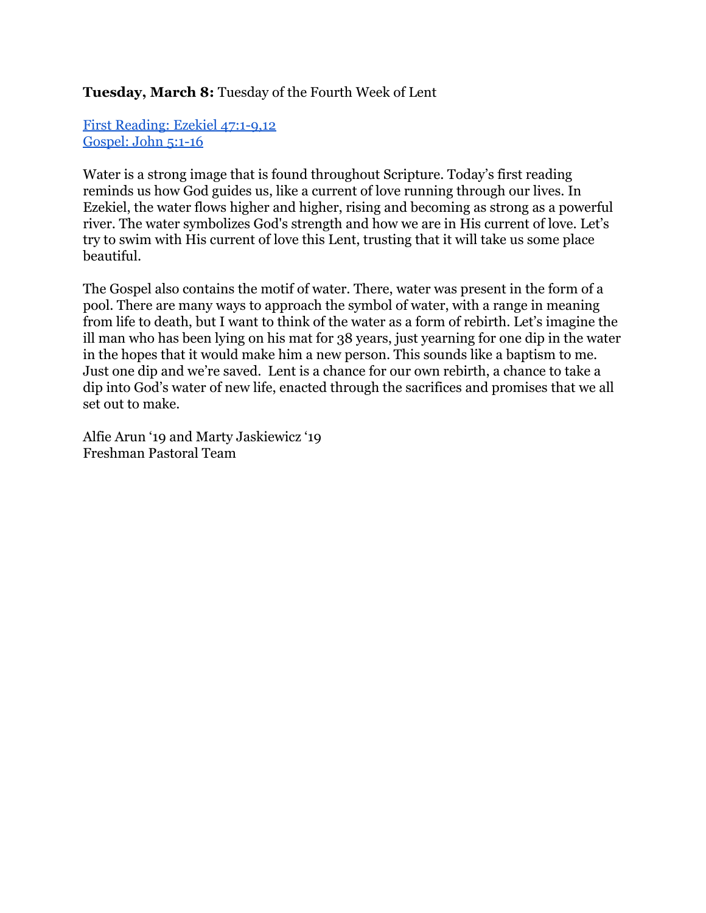**Tuesday, March 8:** Tuesday of the Fourth Week of Lent

[First Reading: Ezekiel 47:1-9,12]
[Gospel: John 5:1-16]

Water is a strong image that is found throughout Scripture. Today's first reading reminds us how God guides us, like a current of love running through our lives. In Ezekiel, the water flows higher and higher, rising and becoming as strong as a powerful river. The water symbolizes God's strength and how we are in His current of love. Let's try to swim with His current of love this Lent, trusting that it will take us some place beautiful.

The Gospel also contains the motif of water. There, water was present in the form of a pool. There are many ways to approach the symbol of water, with a range in meaning from life to death, but I want to think of the water as a form of rebirth. Let's imagine the ill man who has been lying on his mat for 38 years, just yearning for one dip in the water in the hopes that it would make him a new person. This sounds like a baptism to me. Just one dip and we're saved. Lent is a chance for our own rebirth, a chance to take a dip into God's water of new life, enacted through the sacrifices and promises that we all set out to make.

Alfie Arun '19 and Marty Jaskiewicz '19
Freshman Pastoral Team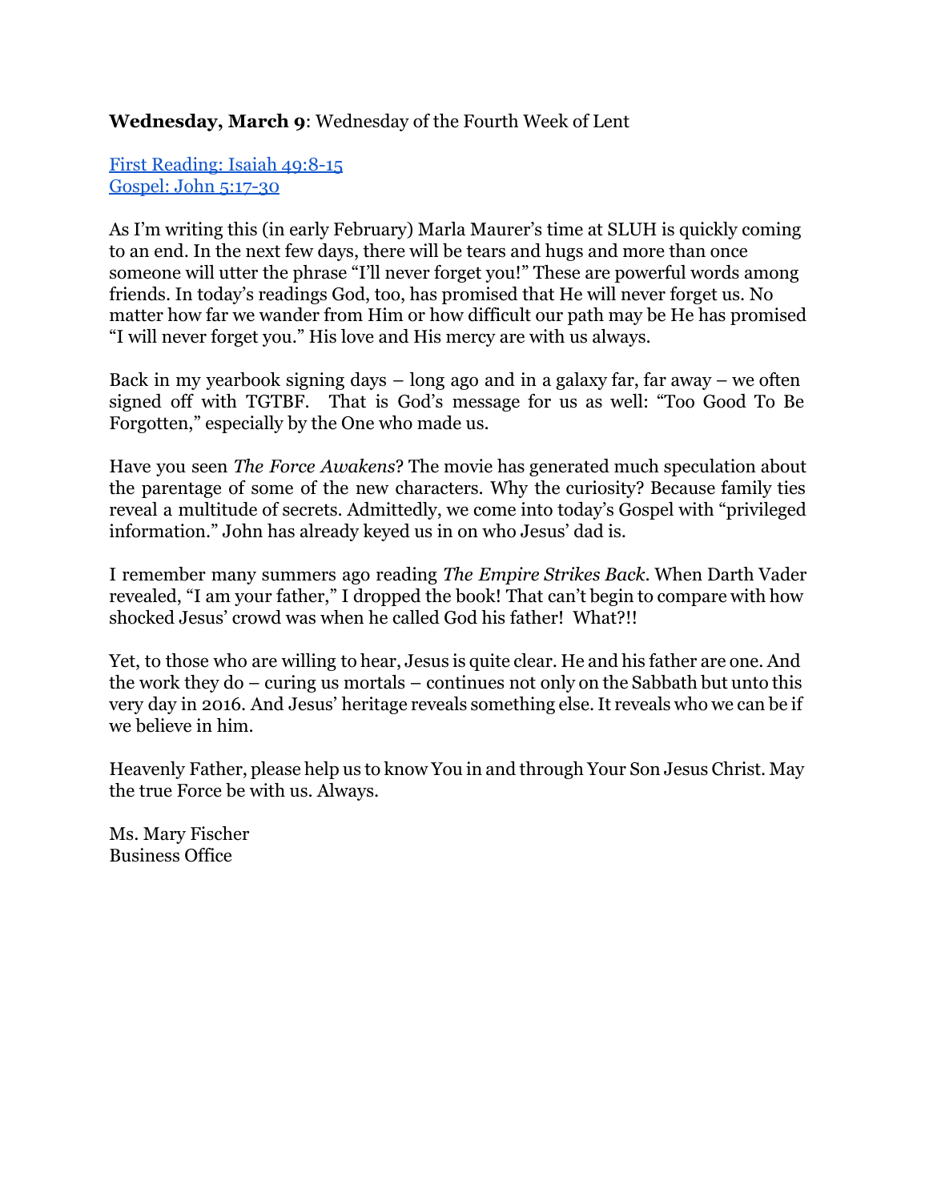**Wednesday, March 9**: Wednesday of the Fourth Week of Lent

First Reading: Isaiah 49:8-15
Gospel: John 5:17-30

As I'm writing this (in early February) Marla Maurer's time at SLUH is quickly coming to an end. In the next few days, there will be tears and hugs and more than once someone will utter the phrase "I'll never forget you!" These are powerful words among friends. In today's readings God, too, has promised that He will never forget us. No matter how far we wander from Him or how difficult our path may be He has promised "I will never forget you." His love and His mercy are with us always.

Back in my yearbook signing days – long ago and in a galaxy far, far away – we often signed off with TGTBF. That is God's message for us as well: "Too Good To Be Forgotten," especially by the One who made us.

Have you seen *The Force Awakens*? The movie has generated much speculation about the parentage of some of the new characters. Why the curiosity? Because family ties reveal a multitude of secrets. Admittedly, we come into today's Gospel with "privileged information." John has already keyed us in on who Jesus' dad is.

I remember many summers ago reading *The Empire Strikes Back*. When Darth Vader revealed, "I am your father," I dropped the book! That can't begin to compare with how shocked Jesus' crowd was when he called God his father! What?!!

Yet, to those who are willing to hear, Jesus is quite clear. He and his father are one. And the work they do – curing us mortals – continues not only on the Sabbath but unto this very day in 2016. And Jesus' heritage reveals something else. It reveals who we can be if we believe in him.

Heavenly Father, please help us to know You in and through Your Son Jesus Christ. May the true Force be with us. Always.

Ms. Mary Fischer
Business Office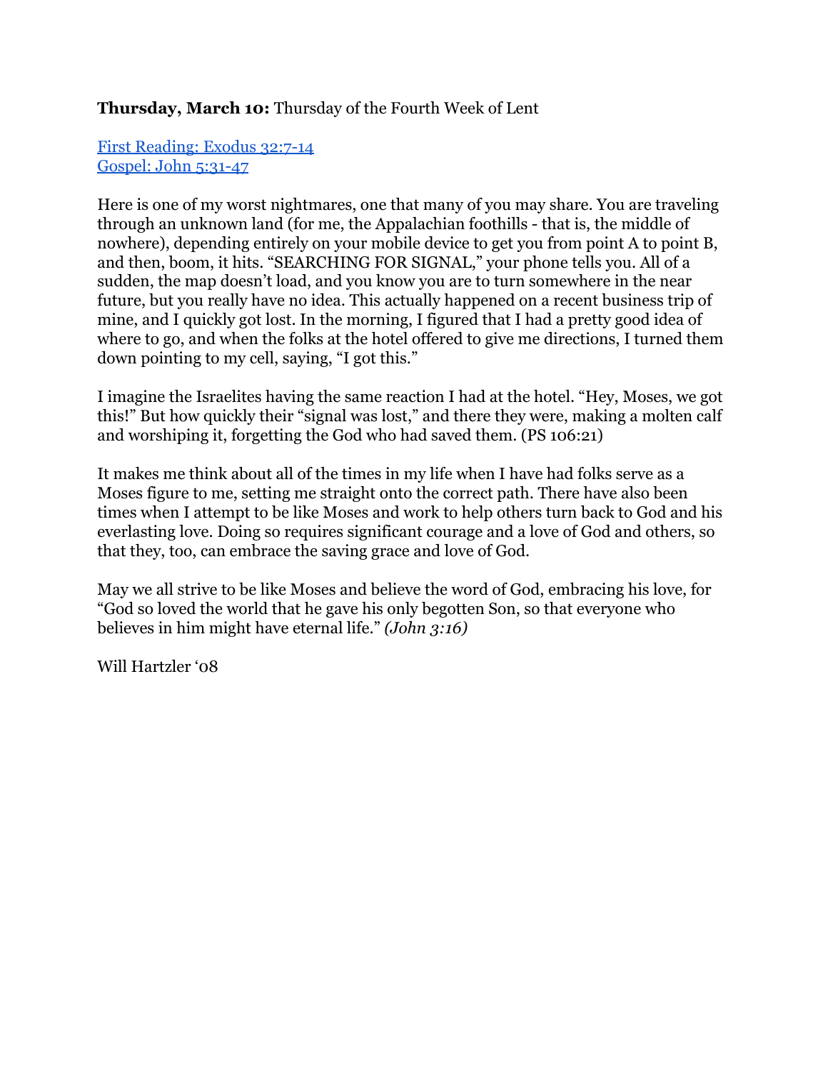**Thursday, March 10:** Thursday of the Fourth Week of Lent

[First Reading: Exodus 32:7-14](#)
[Gospel: John 5:31-47](#)

Here is one of my worst nightmares, one that many of you may share. You are traveling through an unknown land (for me, the Appalachian foothills - that is, the middle of nowhere), depending entirely on your mobile device to get you from point A to point B, and then, boom, it hits. "SEARCHING FOR SIGNAL," your phone tells you. All of a sudden, the map doesn't load, and you know you are to turn somewhere in the near future, but you really have no idea. This actually happened on a recent business trip of mine, and I quickly got lost. In the morning, I figured that I had a pretty good idea of where to go, and when the folks at the hotel offered to give me directions, I turned them down pointing to my cell, saying, "I got this."

I imagine the Israelites having the same reaction I had at the hotel. "Hey, Moses, we got this!" But how quickly their "signal was lost," and there they were, making a molten calf and worshiping it, forgetting the God who had saved them. (PS 106:21)

It makes me think about all of the times in my life when I have had folks serve as a Moses figure to me, setting me straight onto the correct path. There have also been times when I attempt to be like Moses and work to help others turn back to God and his everlasting love. Doing so requires significant courage and a love of God and others, so that they, too, can embrace the saving grace and love of God.

May we all strive to be like Moses and believe the word of God, embracing his love, for "God so loved the world that he gave his only begotten Son, so that everyone who believes in him might have eternal life." *(John 3:16)*

Will Hartzler '08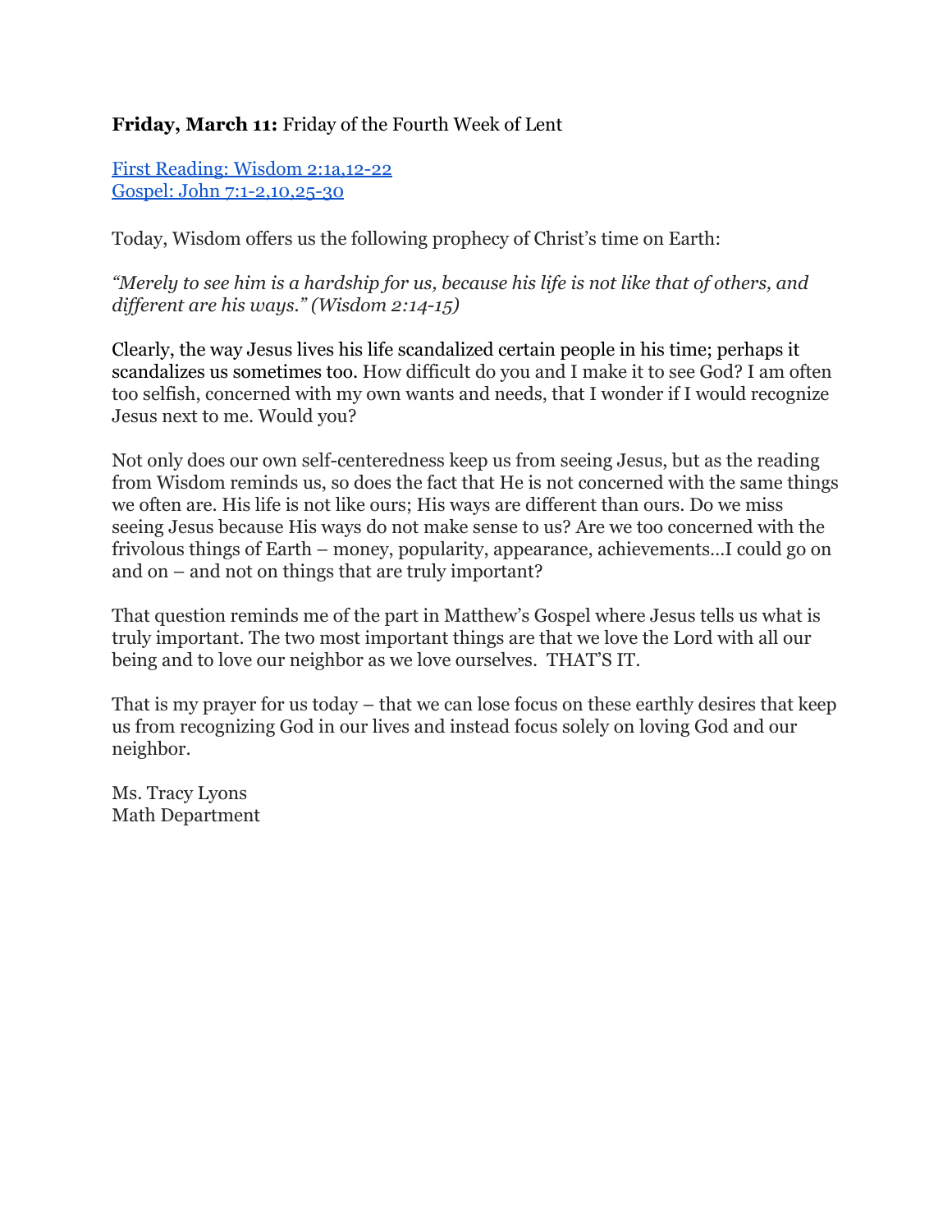**Friday, March 11:** Friday of the Fourth Week of Lent

[First Reading: Wisdom 2:1a,12-22](#)
[Gospel: John 7:1-2,10,25-30](#)

Today, Wisdom offers us the following prophecy of Christ's time on Earth:

*"Merely to see him is a hardship for us, because his life is not like that of others, and different are his ways." (Wisdom 2:14-15)*

Clearly, the way Jesus lives his life scandalized certain people in his time; perhaps it scandalizes us sometimes too. How difficult do you and I make it to see God? I am often too selfish, concerned with my own wants and needs, that I wonder if I would recognize Jesus next to me. Would you?

Not only does our own self-centeredness keep us from seeing Jesus, but as the reading from Wisdom reminds us, so does the fact that He is not concerned with the same things we often are. His life is not like ours; His ways are different than ours. Do we miss seeing Jesus because His ways do not make sense to us? Are we too concerned with the frivolous things of Earth – money, popularity, appearance, achievements…I could go on and on – and not on things that are truly important?

That question reminds me of the part in Matthew's Gospel where Jesus tells us what is truly important. The two most important things are that we love the Lord with all our being and to love our neighbor as we love ourselves.  THAT'S IT.

That is my prayer for us today – that we can lose focus on these earthly desires that keep us from recognizing God in our lives and instead focus solely on loving God and our neighbor.

Ms. Tracy Lyons
Math Department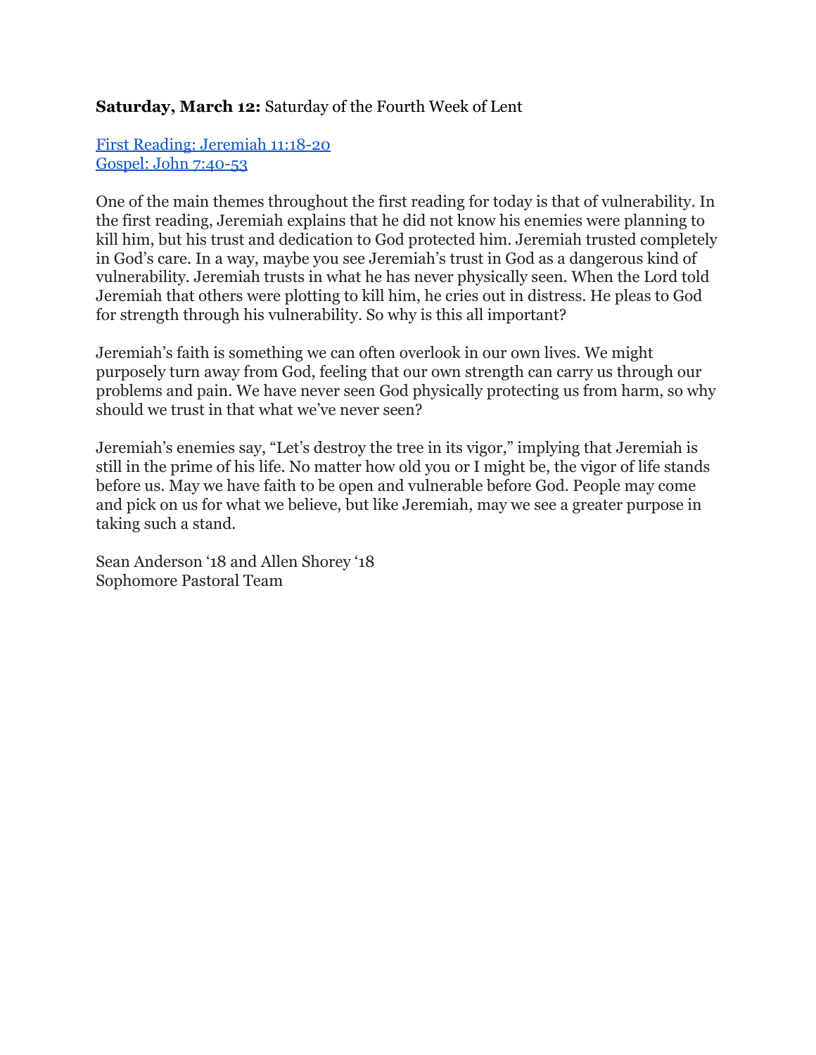**Saturday, March 12:** Saturday of the Fourth Week of Lent

First Reading: Jeremiah 11:18-20
Gospel: John 7:40-53

One of the main themes throughout the first reading for today is that of vulnerability. In the first reading, Jeremiah explains that he did not know his enemies were planning to kill him, but his trust and dedication to God protected him. Jeremiah trusted completely in God's care. In a way, maybe you see Jeremiah's trust in God as a dangerous kind of vulnerability. Jeremiah trusts in what he has never physically seen. When the Lord told Jeremiah that others were plotting to kill him, he cries out in distress. He pleas to God for strength through his vulnerability. So why is this all important?

Jeremiah's faith is something we can often overlook in our own lives. We might purposely turn away from God, feeling that our own strength can carry us through our problems and pain. We have never seen God physically protecting us from harm, so why should we trust in that what we've never seen?

Jeremiah's enemies say, "Let's destroy the tree in its vigor," implying that Jeremiah is still in the prime of his life. No matter how old you or I might be, the vigor of life stands before us. May we have faith to be open and vulnerable before God. People may come and pick on us for what we believe, but like Jeremiah, may we see a greater purpose in taking such a stand.

Sean Anderson '18 and Allen Shorey '18
Sophomore Pastoral Team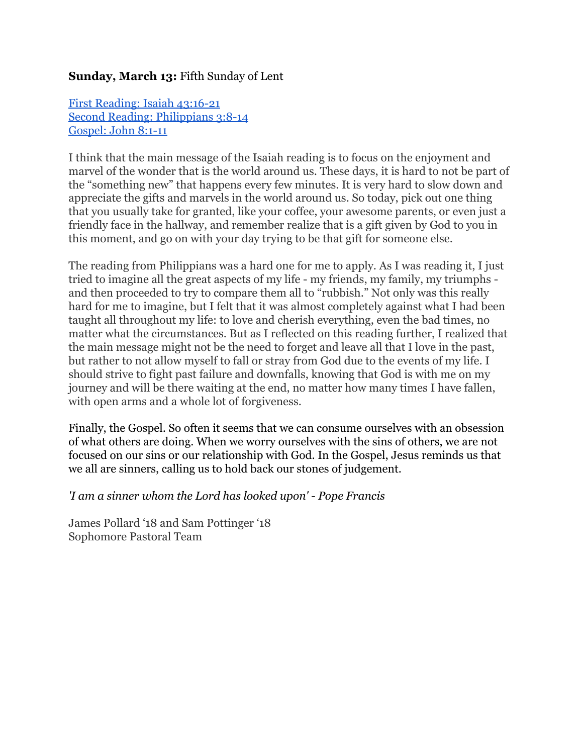**Sunday, March 13:** Fifth Sunday of Lent

[First Reading: Isaiah 43:16-21](#)
[Second Reading: Philippians 3:8-14](#)
[Gospel: John 8:1-11](#)

I think that the main message of the Isaiah reading is to focus on the enjoyment and marvel of the wonder that is the world around us. These days, it is hard to not be part of the "something new" that happens every few minutes. It is very hard to slow down and appreciate the gifts and marvels in the world around us. So today, pick out one thing that you usually take for granted, like your coffee, your awesome parents, or even just a friendly face in the hallway, and remember realize that is a gift given by God to you in this moment, and go on with your day trying to be that gift for someone else.

The reading from Philippians was a hard one for me to apply. As I was reading it, I just tried to imagine all the great aspects of my life - my friends, my family, my triumphs - and then proceeded to try to compare them all to "rubbish." Not only was this really hard for me to imagine, but I felt that it was almost completely against what I had been taught all throughout my life: to love and cherish everything, even the bad times, no matter what the circumstances. But as I reflected on this reading further, I realized that the main message might not be the need to forget and leave all that I love in the past, but rather to not allow myself to fall or stray from God due to the events of my life. I should strive to fight past failure and downfalls, knowing that God is with me on my journey and will be there waiting at the end, no matter how many times I have fallen, with open arms and a whole lot of forgiveness.

Finally, the Gospel. So often it seems that we can consume ourselves with an obsession of what others are doing. When we worry ourselves with the sins of others, we are not focused on our sins or our relationship with God. In the Gospel, Jesus reminds us that we all are sinners, calling us to hold back our stones of judgement.

*'I am a sinner whom the Lord has looked upon' - Pope Francis*

James Pollard '18 and Sam Pottinger '18
Sophomore Pastoral Team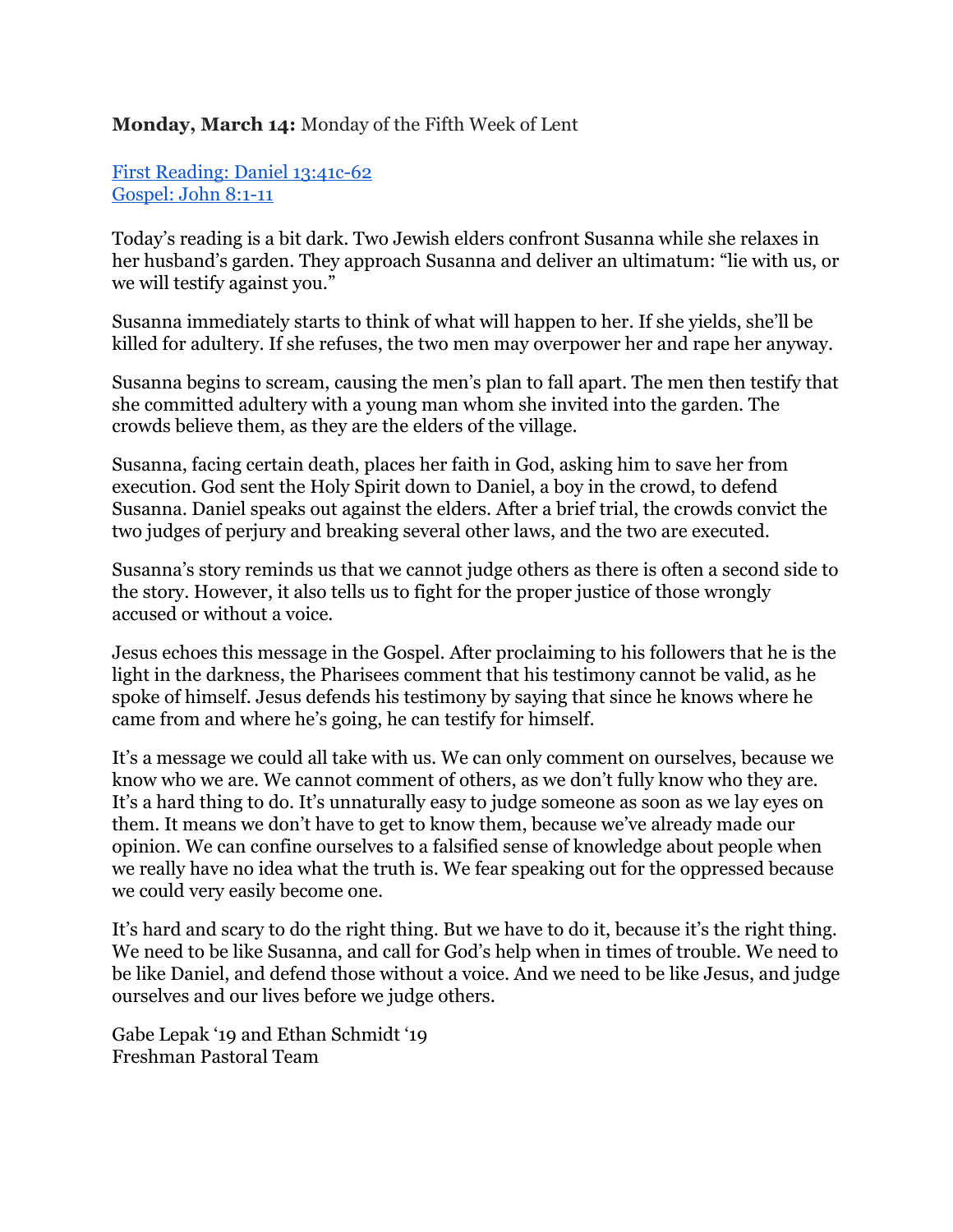**Monday, March 14:** Monday of the Fifth Week of Lent

First Reading: Daniel 13:41c-62
Gospel: John 8:1-11

Today's reading is a bit dark. Two Jewish elders confront Susanna while she relaxes in her husband's garden. They approach Susanna and deliver an ultimatum: "lie with us, or we will testify against you."

Susanna immediately starts to think of what will happen to her. If she yields, she'll be killed for adultery. If she refuses, the two men may overpower her and rape her anyway.

Susanna begins to scream, causing the men's plan to fall apart. The men then testify that she committed adultery with a young man whom she invited into the garden. The crowds believe them, as they are the elders of the village.

Susanna, facing certain death, places her faith in God, asking him to save her from execution. God sent the Holy Spirit down to Daniel, a boy in the crowd, to defend Susanna. Daniel speaks out against the elders. After a brief trial, the crowds convict the two judges of perjury and breaking several other laws, and the two are executed.

Susanna's story reminds us that we cannot judge others as there is often a second side to the story. However, it also tells us to fight for the proper justice of those wrongly accused or without a voice.

Jesus echoes this message in the Gospel. After proclaiming to his followers that he is the light in the darkness, the Pharisees comment that his testimony cannot be valid, as he spoke of himself. Jesus defends his testimony by saying that since he knows where he came from and where he's going, he can testify for himself.

It's a message we could all take with us. We can only comment on ourselves, because we know who we are. We cannot comment of others, as we don't fully know who they are. It's a hard thing to do. It's unnaturally easy to judge someone as soon as we lay eyes on them. It means we don't have to get to know them, because we've already made our opinion. We can confine ourselves to a falsified sense of knowledge about people when we really have no idea what the truth is. We fear speaking out for the oppressed because we could very easily become one.

It's hard and scary to do the right thing. But we have to do it, because it's the right thing. We need to be like Susanna, and call for God's help when in times of trouble. We need to be like Daniel, and defend those without a voice. And we need to be like Jesus, and judge ourselves and our lives before we judge others.

Gabe Lepak '19 and Ethan Schmidt '19
Freshman Pastoral Team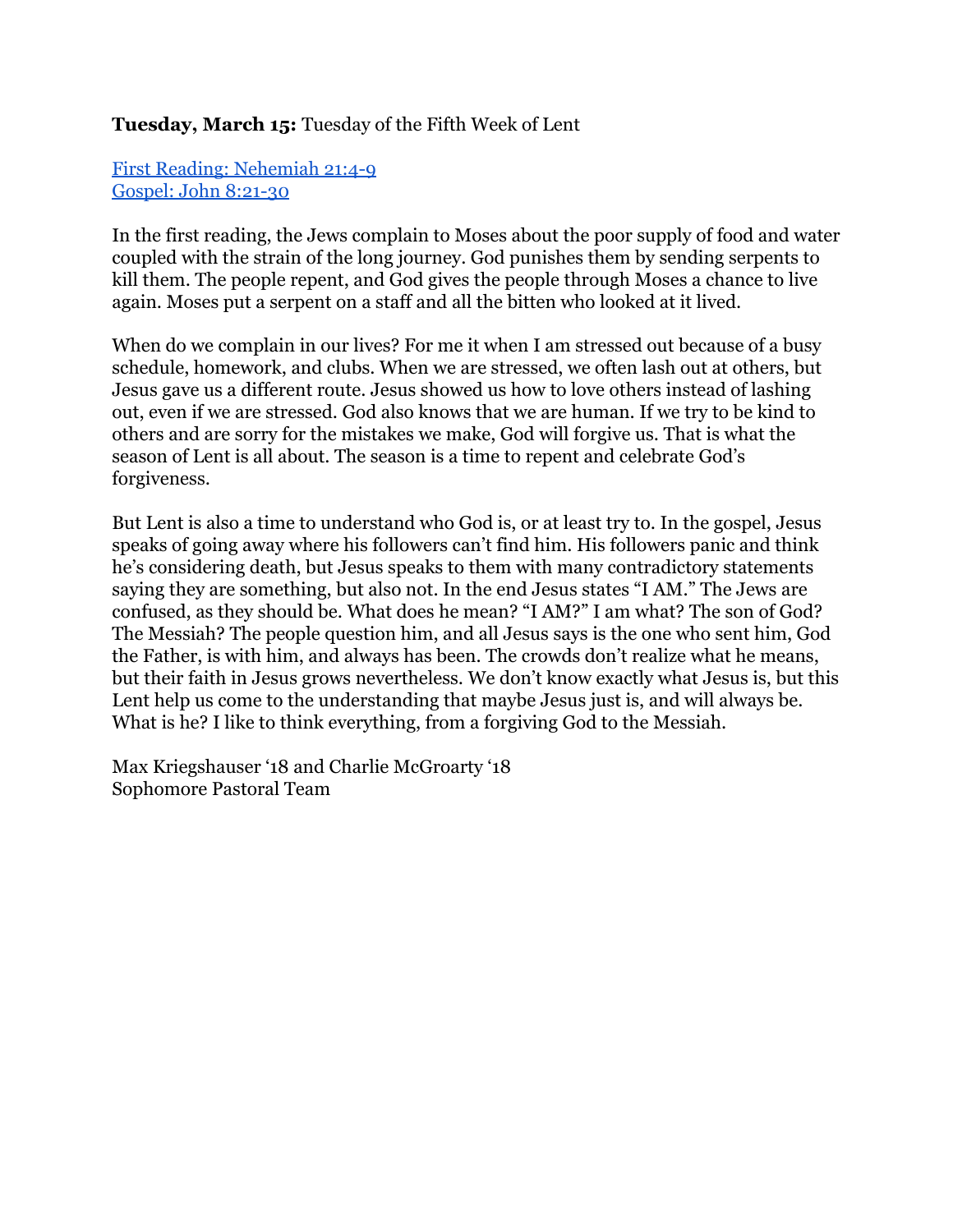**Tuesday, March 15:** Tuesday of the Fifth Week of Lent

First Reading: Nehemiah 21:4-9
Gospel: John 8:21-30

In the first reading, the Jews complain to Moses about the poor supply of food and water coupled with the strain of the long journey. God punishes them by sending serpents to kill them. The people repent, and God gives the people through Moses a chance to live again. Moses put a serpent on a staff and all the bitten who looked at it lived.

When do we complain in our lives? For me it when I am stressed out because of a busy schedule, homework, and clubs. When we are stressed, we often lash out at others, but Jesus gave us a different route. Jesus showed us how to love others instead of lashing out, even if we are stressed. God also knows that we are human. If we try to be kind to others and are sorry for the mistakes we make, God will forgive us. That is what the season of Lent is all about. The season is a time to repent and celebrate God's forgiveness.

But Lent is also a time to understand who God is, or at least try to. In the gospel, Jesus speaks of going away where his followers can't find him. His followers panic and think he's considering death, but Jesus speaks to them with many contradictory statements saying they are something, but also not. In the end Jesus states "I AM." The Jews are confused, as they should be. What does he mean? "I AM?" I am what? The son of God? The Messiah? The people question him, and all Jesus says is the one who sent him, God the Father, is with him, and always has been. The crowds don't realize what he means, but their faith in Jesus grows nevertheless. We don't know exactly what Jesus is, but this Lent help us come to the understanding that maybe Jesus just is, and will always be. What is he? I like to think everything, from a forgiving God to the Messiah.

Max Kriegshauser '18 and Charlie McGroarty '18
Sophomore Pastoral Team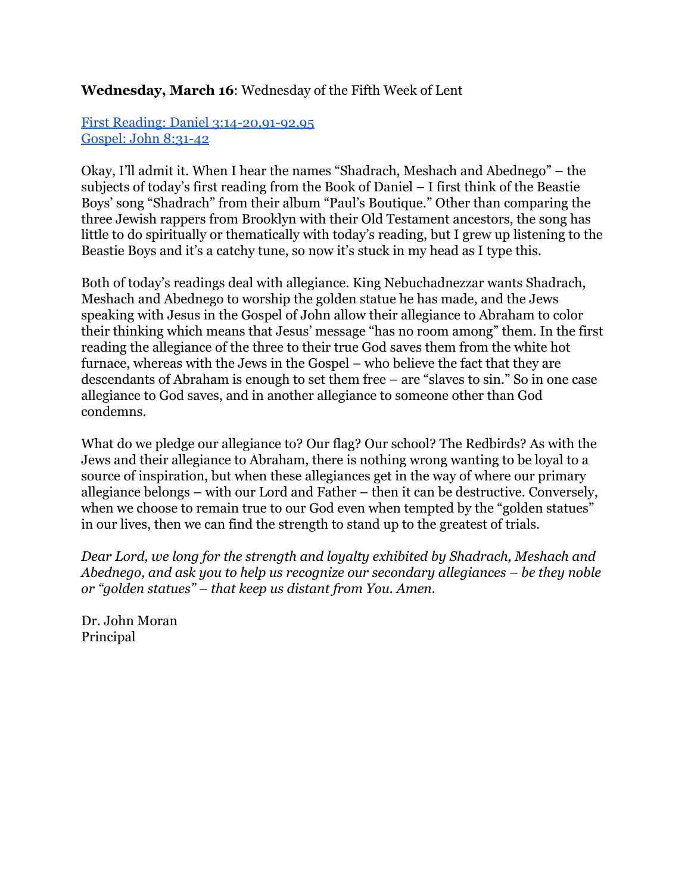**Wednesday, March 16**: Wednesday of the Fifth Week of Lent

First Reading: Daniel 3:14-20,91-92,95
Gospel: John 8:31-42

Okay, I'll admit it. When I hear the names "Shadrach, Meshach and Abednego" – the subjects of today's first reading from the Book of Daniel – I first think of the Beastie Boys' song "Shadrach" from their album "Paul's Boutique." Other than comparing the three Jewish rappers from Brooklyn with their Old Testament ancestors, the song has little to do spiritually or thematically with today's reading, but I grew up listening to the Beastie Boys and it's a catchy tune, so now it's stuck in my head as I type this.

Both of today's readings deal with allegiance. King Nebuchadnezzar wants Shadrach, Meshach and Abednego to worship the golden statue he has made, and the Jews speaking with Jesus in the Gospel of John allow their allegiance to Abraham to color their thinking which means that Jesus' message "has no room among" them. In the first reading the allegiance of the three to their true God saves them from the white hot furnace, whereas with the Jews in the Gospel – who believe the fact that they are descendants of Abraham is enough to set them free – are "slaves to sin." So in one case allegiance to God saves, and in another allegiance to someone other than God condemns.

What do we pledge our allegiance to? Our flag? Our school? The Redbirds? As with the Jews and their allegiance to Abraham, there is nothing wrong wanting to be loyal to a source of inspiration, but when these allegiances get in the way of where our primary allegiance belongs – with our Lord and Father – then it can be destructive. Conversely, when we choose to remain true to our God even when tempted by the "golden statues" in our lives, then we can find the strength to stand up to the greatest of trials.

*Dear Lord, we long for the strength and loyalty exhibited by Shadrach, Meshach and Abednego, and ask you to help us recognize our secondary allegiances – be they noble or "golden statues" – that keep us distant from You. Amen.*

Dr. John Moran
Principal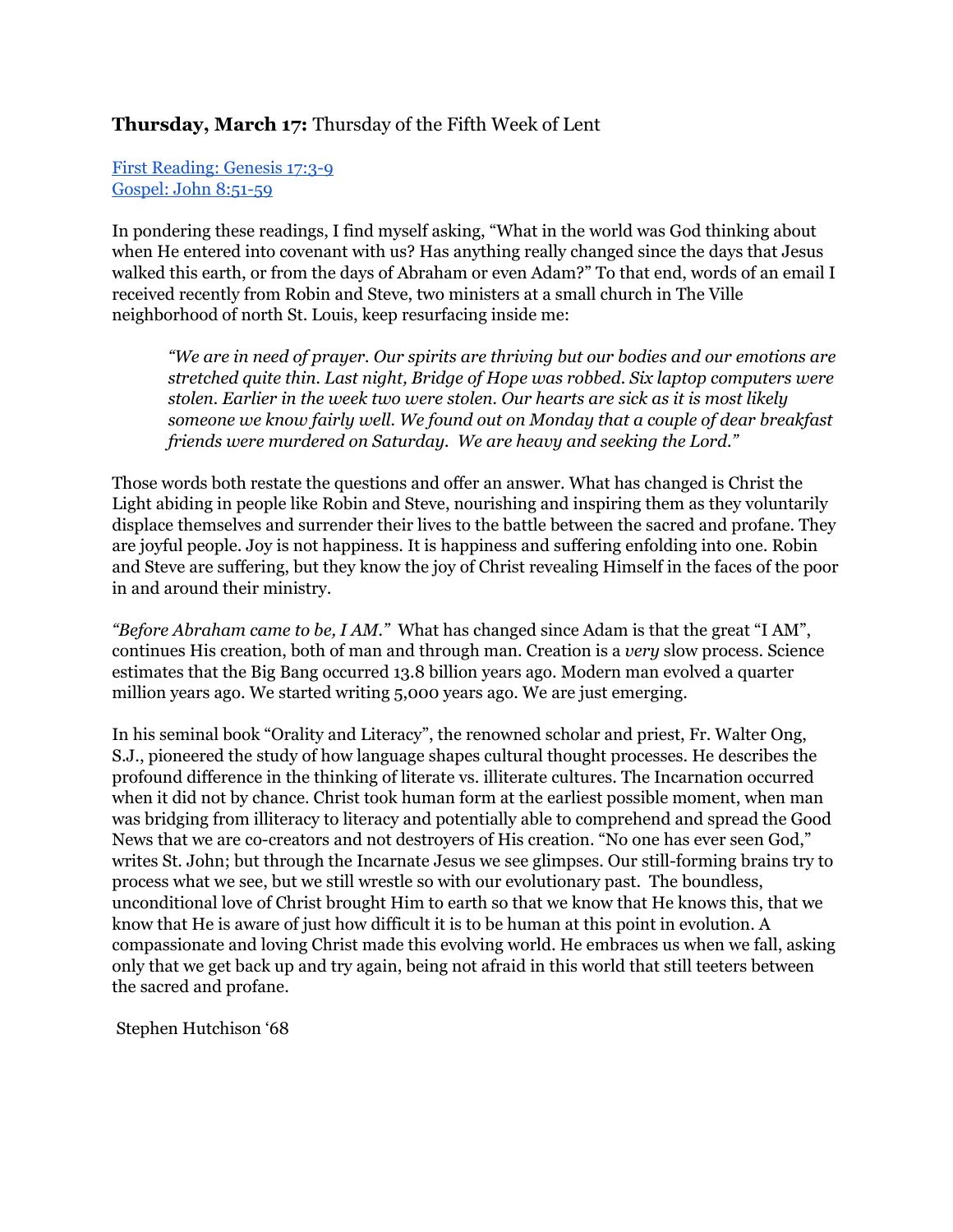**Thursday, March 17:** Thursday of the Fifth Week of Lent

[First Reading: Genesis 17:3-9]
[Gospel: John 8:51-59]

In pondering these readings, I find myself asking, "What in the world was God thinking about when He entered into covenant with us? Has anything really changed since the days that Jesus walked this earth, or from the days of Abraham or even Adam?" To that end, words of an email I received recently from Robin and Steve, two ministers at a small church in The Ville neighborhood of north St. Louis, keep resurfacing inside me:

> *"We are in need of prayer. Our spirits are thriving but our bodies and our emotions are stretched quite thin. Last night, Bridge of Hope was robbed. Six laptop computers were stolen. Earlier in the week two were stolen. Our hearts are sick as it is most likely someone we know fairly well. We found out on Monday that a couple of dear breakfast friends were murdered on Saturday. We are heavy and seeking the Lord."*

Those words both restate the questions and offer an answer. What has changed is Christ the Light abiding in people like Robin and Steve, nourishing and inspiring them as they voluntarily displace themselves and surrender their lives to the battle between the sacred and profane. They are joyful people. Joy is not happiness. It is happiness and suffering enfolding into one. Robin and Steve are suffering, but they know the joy of Christ revealing Himself in the faces of the poor in and around their ministry.

*"Before Abraham came to be, I AM."* What has changed since Adam is that the great "I AM", continues His creation, both of man and through man. Creation is a *very* slow process. Science estimates that the Big Bang occurred 13.8 billion years ago. Modern man evolved a quarter million years ago. We started writing 5,000 years ago. We are just emerging.

In his seminal book "Orality and Literacy", the renowned scholar and priest, Fr. Walter Ong, S.J., pioneered the study of how language shapes cultural thought processes. He describes the profound difference in the thinking of literate vs. illiterate cultures. The Incarnation occurred when it did not by chance. Christ took human form at the earliest possible moment, when man was bridging from illiteracy to literacy and potentially able to comprehend and spread the Good News that we are co-creators and not destroyers of His creation. "No one has ever seen God," writes St. John; but through the Incarnate Jesus we see glimpses. Our still-forming brains try to process what we see, but we still wrestle so with our evolutionary past. The boundless, unconditional love of Christ brought Him to earth so that we know that He knows this, that we know that He is aware of just how difficult it is to be human at this point in evolution. A compassionate and loving Christ made this evolving world. He embraces us when we fall, asking only that we get back up and try again, being not afraid in this world that still teeters between the sacred and profane.

Stephen Hutchison '68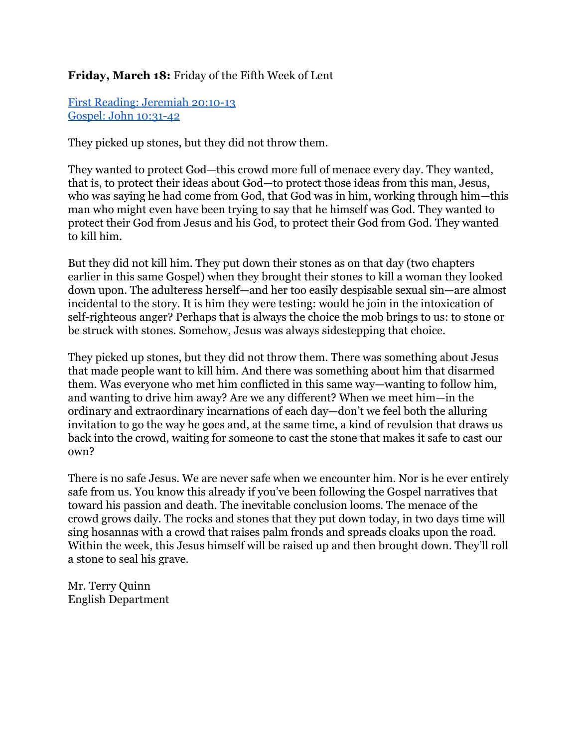**Friday, March 18:** Friday of the Fifth Week of Lent

[First Reading: Jeremiah 20:10-13](#)
[Gospel: John 10:31-42](#)

They picked up stones, but they did not throw them.

They wanted to protect God—this crowd more full of menace every day. They wanted, that is, to protect their ideas about God—to protect those ideas from this man, Jesus, who was saying he had come from God, that God was in him, working through him—this man who might even have been trying to say that he himself was God. They wanted to protect their God from Jesus and his God, to protect their God from God. They wanted to kill him.

But they did not kill him. They put down their stones as on that day (two chapters earlier in this same Gospel) when they brought their stones to kill a woman they looked down upon. The adulteress herself—and her too easily despisable sexual sin—are almost incidental to the story. It is him they were testing: would he join in the intoxication of self-righteous anger? Perhaps that is always the choice the mob brings to us: to stone or be struck with stones. Somehow, Jesus was always sidestepping that choice.

They picked up stones, but they did not throw them. There was something about Jesus that made people want to kill him. And there was something about him that disarmed them. Was everyone who met him conflicted in this same way—wanting to follow him, and wanting to drive him away? Are we any different? When we meet him—in the ordinary and extraordinary incarnations of each day—don't we feel both the alluring invitation to go the way he goes and, at the same time, a kind of revulsion that draws us back into the crowd, waiting for someone to cast the stone that makes it safe to cast our own?

There is no safe Jesus. We are never safe when we encounter him. Nor is he ever entirely safe from us. You know this already if you've been following the Gospel narratives that toward his passion and death. The inevitable conclusion looms. The menace of the crowd grows daily. The rocks and stones that they put down today, in two days time will sing hosannas with a crowd that raises palm fronds and spreads cloaks upon the road. Within the week, this Jesus himself will be raised up and then brought down. They'll roll a stone to seal his grave.

Mr. Terry Quinn
English Department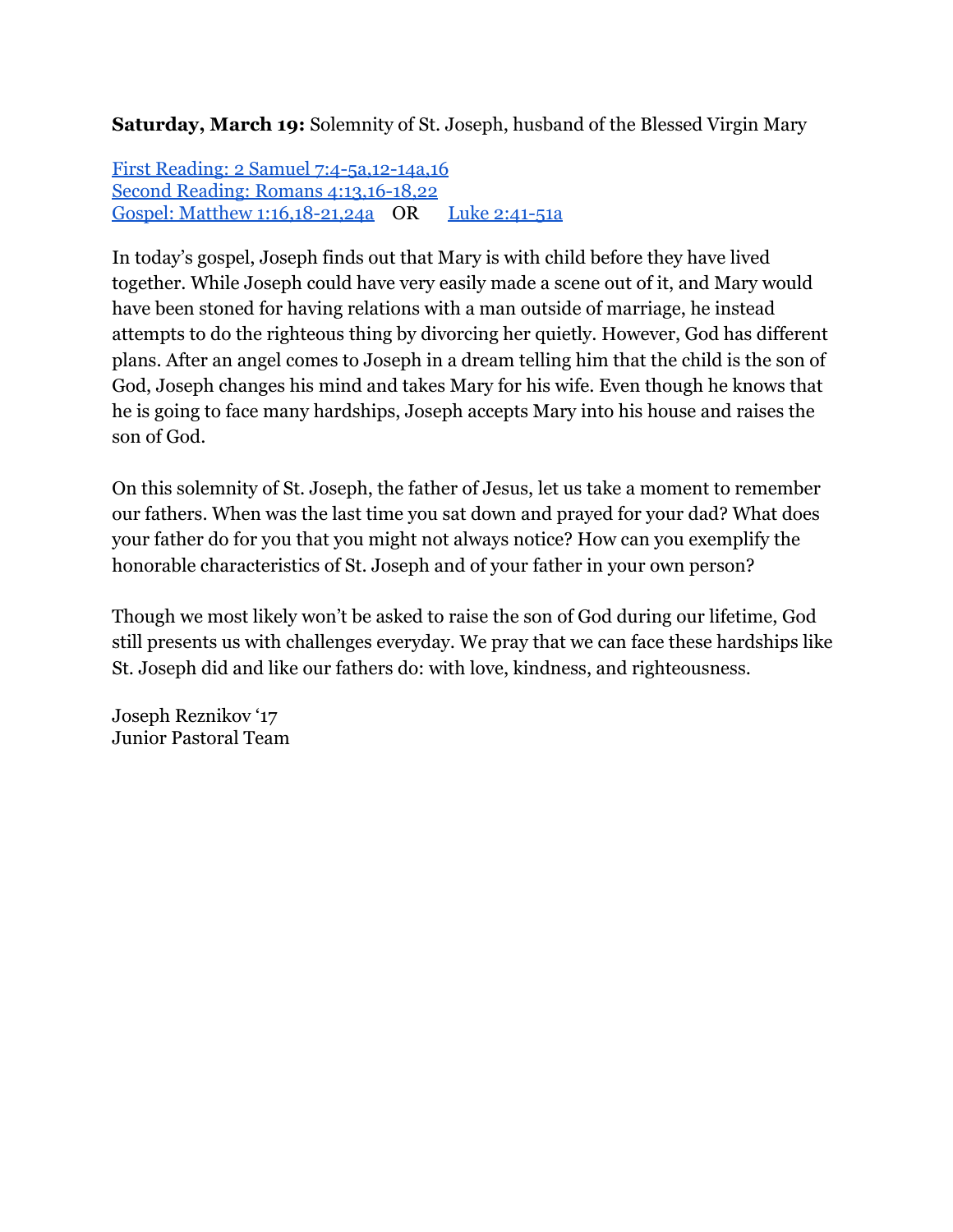**Saturday, March 19:** Solemnity of St. Joseph, husband of the Blessed Virgin Mary

First Reading: 2 Samuel 7:4-5a,12-14a,16
Second Reading: Romans 4:13,16-18,22
Gospel: Matthew 1:16,18-21,24a OR Luke 2:41-51a

In today's gospel, Joseph finds out that Mary is with child before they have lived together. While Joseph could have very easily made a scene out of it, and Mary would have been stoned for having relations with a man outside of marriage, he instead attempts to do the righteous thing by divorcing her quietly. However, God has different plans. After an angel comes to Joseph in a dream telling him that the child is the son of God, Joseph changes his mind and takes Mary for his wife. Even though he knows that he is going to face many hardships, Joseph accepts Mary into his house and raises the son of God.

On this solemnity of St. Joseph, the father of Jesus, let us take a moment to remember our fathers. When was the last time you sat down and prayed for your dad? What does your father do for you that you might not always notice? How can you exemplify the honorable characteristics of St. Joseph and of your father in your own person?

Though we most likely won't be asked to raise the son of God during our lifetime, God still presents us with challenges everyday. We pray that we can face these hardships like St. Joseph did and like our fathers do: with love, kindness, and righteousness.

Joseph Reznikov '17
Junior Pastoral Team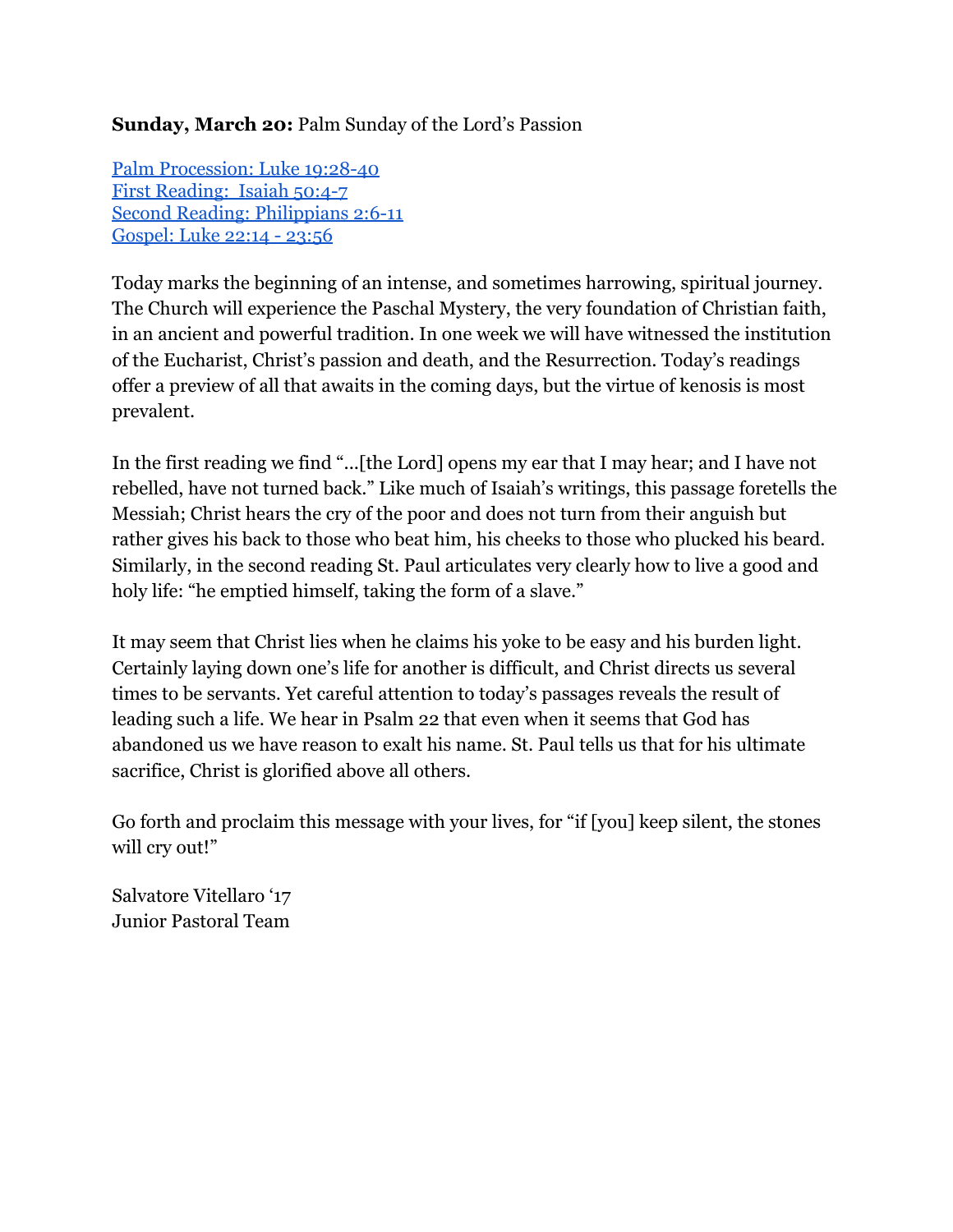**Sunday, March 20:** Palm Sunday of the Lord's Passion

[Palm Procession: Luke 19:28-40]()
[First Reading: Isaiah 50:4-7]()
[Second Reading: Philippians 2:6-11]()
[Gospel: Luke 22:14 - 23:56]()

Today marks the beginning of an intense, and sometimes harrowing, spiritual journey. The Church will experience the Paschal Mystery, the very foundation of Christian faith, in an ancient and powerful tradition. In one week we will have witnessed the institution of the Eucharist, Christ's passion and death, and the Resurrection. Today's readings offer a preview of all that awaits in the coming days, but the virtue of kenosis is most prevalent.

In the first reading we find "...[the Lord] opens my ear that I may hear; and I have not rebelled, have not turned back." Like much of Isaiah's writings, this passage foretells the Messiah; Christ hears the cry of the poor and does not turn from their anguish but rather gives his back to those who beat him, his cheeks to those who plucked his beard. Similarly, in the second reading St. Paul articulates very clearly how to live a good and holy life: "he emptied himself, taking the form of a slave."

It may seem that Christ lies when he claims his yoke to be easy and his burden light. Certainly laying down one's life for another is difficult, and Christ directs us several times to be servants. Yet careful attention to today's passages reveals the result of leading such a life. We hear in Psalm 22 that even when it seems that God has abandoned us we have reason to exalt his name. St. Paul tells us that for his ultimate sacrifice, Christ is glorified above all others.

Go forth and proclaim this message with your lives, for "if [you] keep silent, the stones will cry out!"

Salvatore Vitellaro '17
Junior Pastoral Team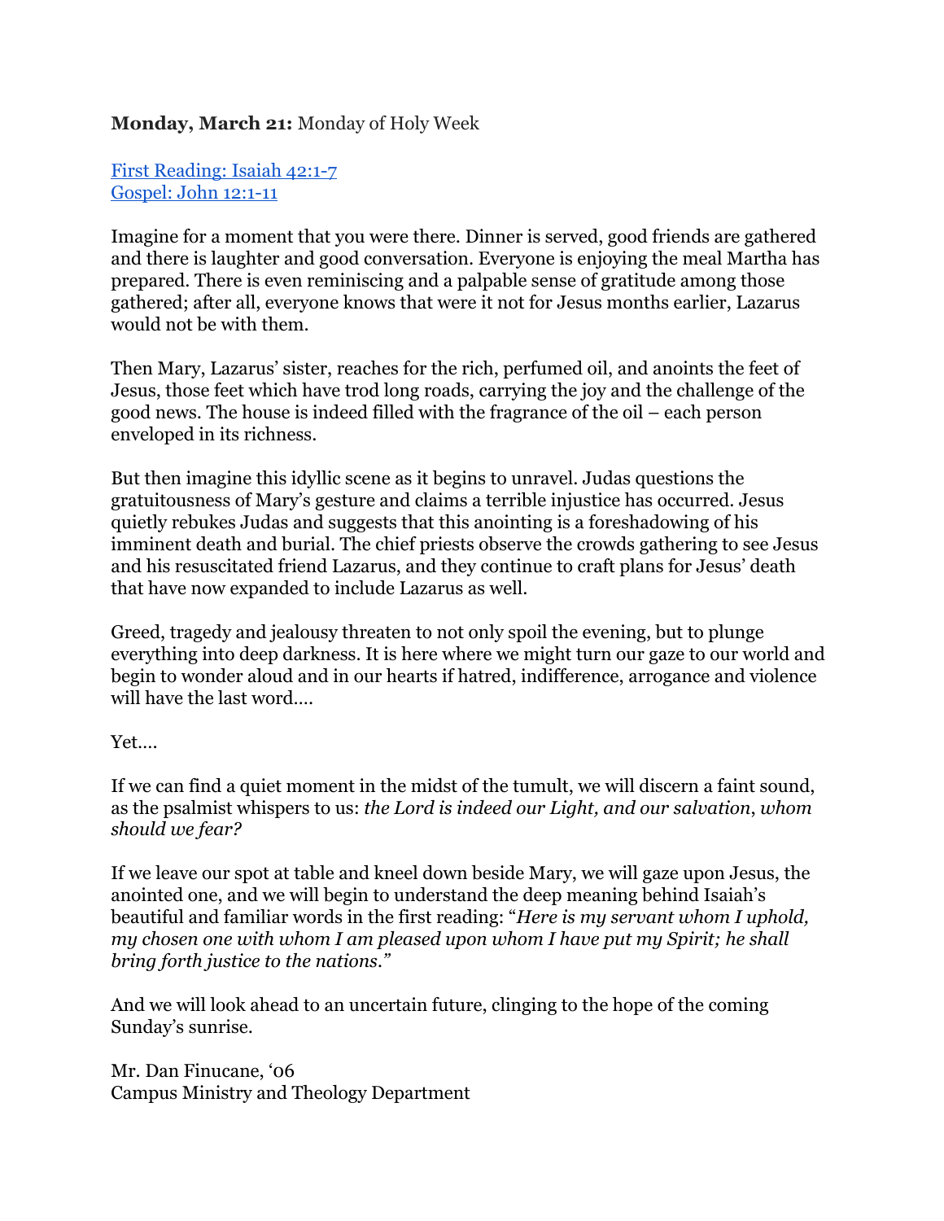**Monday, March 21:** Monday of Holy Week

[First Reading: Isaiah 42:1-7](#)
[Gospel: John 12:1-11](#)

Imagine for a moment that you were there. Dinner is served, good friends are gathered and there is laughter and good conversation. Everyone is enjoying the meal Martha has prepared. There is even reminiscing and a palpable sense of gratitude among those gathered; after all, everyone knows that were it not for Jesus months earlier, Lazarus would not be with them.

Then Mary, Lazarus' sister, reaches for the rich, perfumed oil, and anoints the feet of Jesus, those feet which have trod long roads, carrying the joy and the challenge of the good news. The house is indeed filled with the fragrance of the oil – each person enveloped in its richness.

But then imagine this idyllic scene as it begins to unravel. Judas questions the gratuitousness of Mary's gesture and claims a terrible injustice has occurred. Jesus quietly rebukes Judas and suggests that this anointing is a foreshadowing of his imminent death and burial. The chief priests observe the crowds gathering to see Jesus and his resuscitated friend Lazarus, and they continue to craft plans for Jesus' death that have now expanded to include Lazarus as well.

Greed, tragedy and jealousy threaten to not only spoil the evening, but to plunge everything into deep darkness. It is here where we might turn our gaze to our world and begin to wonder aloud and in our hearts if hatred, indifference, arrogance and violence will have the last word….

Yet….

If we can find a quiet moment in the midst of the tumult, we will discern a faint sound, as the psalmist whispers to us: *the Lord is indeed our Light, and our salvation, whom should we fear?*

If we leave our spot at table and kneel down beside Mary, we will gaze upon Jesus, the anointed one, and we will begin to understand the deep meaning behind Isaiah's beautiful and familiar words in the first reading: "*Here is my servant whom I uphold, my chosen one with whom I am pleased upon whom I have put my Spirit; he shall bring forth justice to the nations."*

And we will look ahead to an uncertain future, clinging to the hope of the coming Sunday's sunrise.

Mr. Dan Finucane, '06
Campus Ministry and Theology Department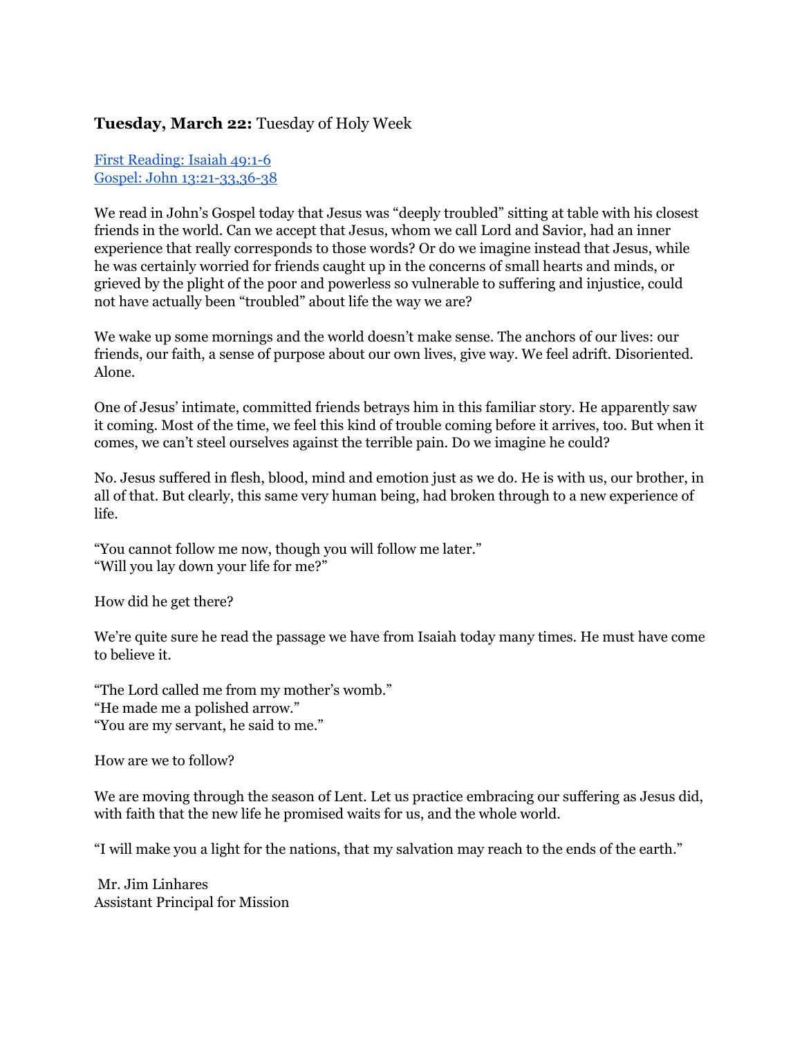**Tuesday, March 22:** Tuesday of Holy Week

[First Reading: Isaiah 49:1-6](#)
[Gospel: John 13:21-33,36-38](#)

We read in John's Gospel today that Jesus was "deeply troubled" sitting at table with his closest friends in the world. Can we accept that Jesus, whom we call Lord and Savior, had an inner experience that really corresponds to those words? Or do we imagine instead that Jesus, while he was certainly worried for friends caught up in the concerns of small hearts and minds, or grieved by the plight of the poor and powerless so vulnerable to suffering and injustice, could not have actually been "troubled" about life the way we are?

We wake up some mornings and the world doesn't make sense. The anchors of our lives: our friends, our faith, a sense of purpose about our own lives, give way. We feel adrift. Disoriented. Alone.

One of Jesus' intimate, committed friends betrays him in this familiar story. He apparently saw it coming. Most of the time, we feel this kind of trouble coming before it arrives, too. But when it comes, we can't steel ourselves against the terrible pain. Do we imagine he could?

No. Jesus suffered in flesh, blood, mind and emotion just as we do. He is with us, our brother, in all of that. But clearly, this same very human being, had broken through to a new experience of life.

"You cannot follow me now, though you will follow me later."
"Will you lay down your life for me?"

How did he get there?

We're quite sure he read the passage we have from Isaiah today many times. He must have come to believe it.

"The Lord called me from my mother's womb."
"He made me a polished arrow."
"You are my servant, he said to me."

How are we to follow?

We are moving through the season of Lent. Let us practice embracing our suffering as Jesus did, with faith that the new life he promised waits for us, and the whole world.

"I will make you a light for the nations, that my salvation may reach to the ends of the earth."

Mr. Jim Linhares
Assistant Principal for Mission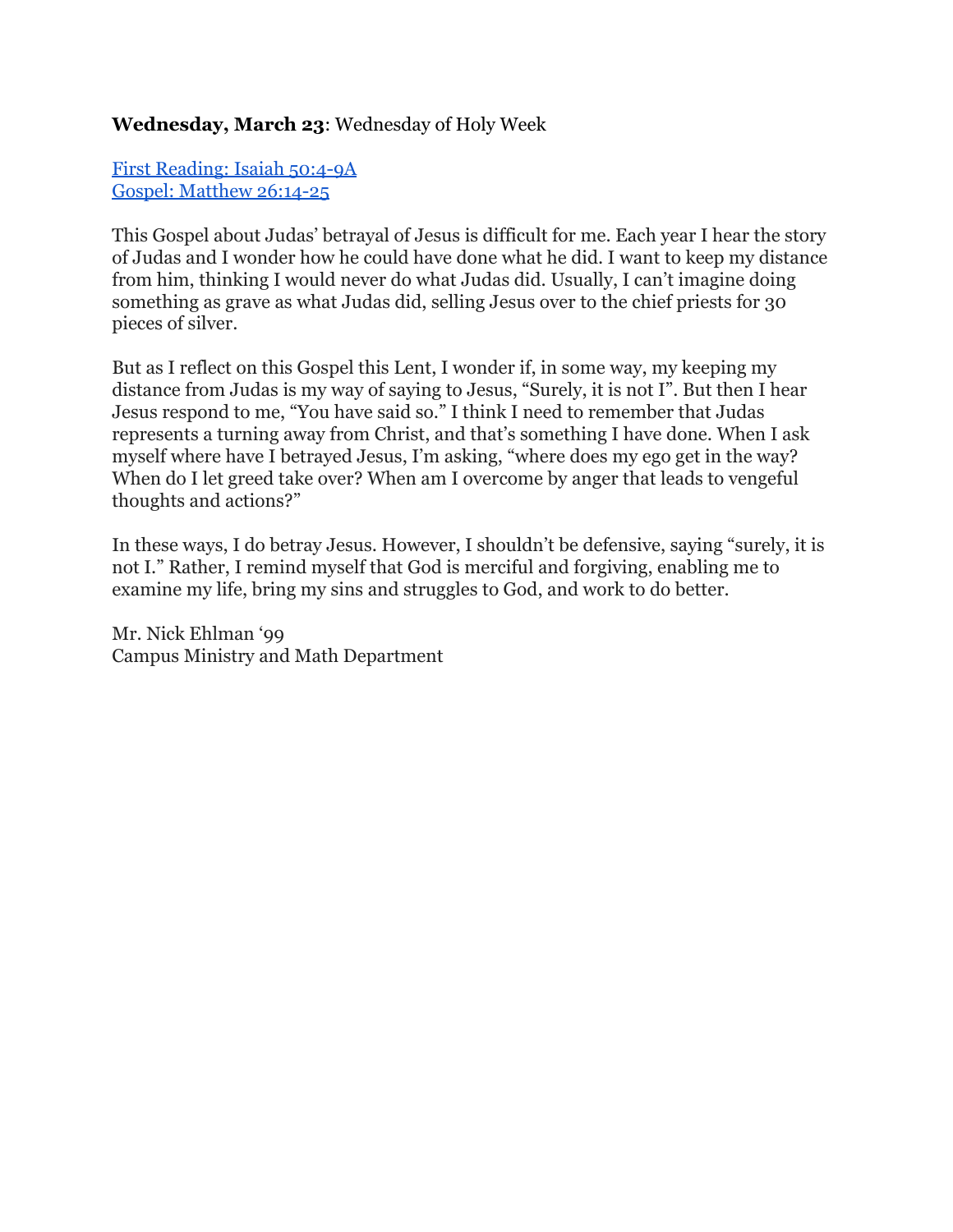**Wednesday, March 23**: Wednesday of Holy Week

[First Reading: Isaiah 50:4-9A]
[Gospel: Matthew 26:14-25]

This Gospel about Judas' betrayal of Jesus is difficult for me. Each year I hear the story of Judas and I wonder how he could have done what he did. I want to keep my distance from him, thinking I would never do what Judas did. Usually, I can't imagine doing something as grave as what Judas did, selling Jesus over to the chief priests for 30 pieces of silver.

But as I reflect on this Gospel this Lent, I wonder if, in some way, my keeping my distance from Judas is my way of saying to Jesus, "Surely, it is not I". But then I hear Jesus respond to me, "You have said so." I think I need to remember that Judas represents a turning away from Christ, and that's something I have done. When I ask myself where have I betrayed Jesus, I'm asking, "where does my ego get in the way? When do I let greed take over? When am I overcome by anger that leads to vengeful thoughts and actions?"

In these ways, I do betray Jesus. However, I shouldn't be defensive, saying "surely, it is not I." Rather, I remind myself that God is merciful and forgiving, enabling me to examine my life, bring my sins and struggles to God, and work to do better.

Mr. Nick Ehlman '99
Campus Ministry and Math Department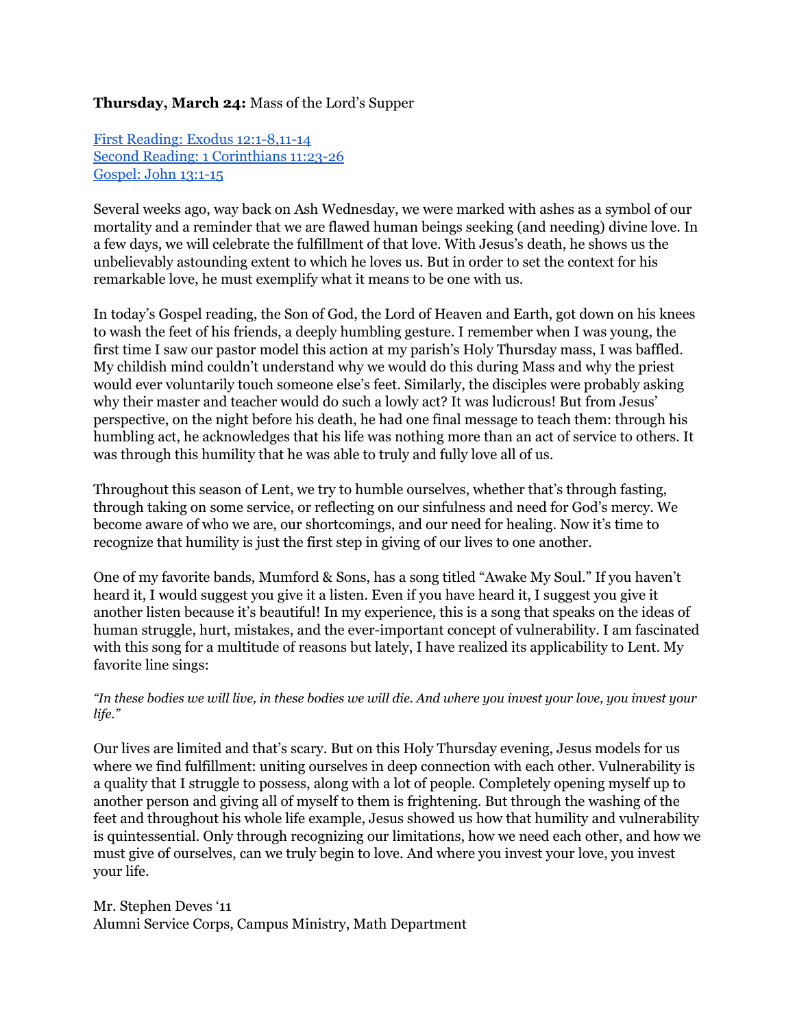**Thursday, March 24:** Mass of the Lord's Supper

First Reading: Exodus 12:1-8,11-14
Second Reading: 1 Corinthians 11:23-26
Gospel: John 13:1-15

Several weeks ago, way back on Ash Wednesday, we were marked with ashes as a symbol of our mortality and a reminder that we are flawed human beings seeking (and needing) divine love. In a few days, we will celebrate the fulfillment of that love. With Jesus's death, he shows us the unbelievably astounding extent to which he loves us. But in order to set the context for his remarkable love, he must exemplify what it means to be one with us.

In today's Gospel reading, the Son of God, the Lord of Heaven and Earth, got down on his knees to wash the feet of his friends, a deeply humbling gesture. I remember when I was young, the first time I saw our pastor model this action at my parish's Holy Thursday mass, I was baffled. My childish mind couldn't understand why we would do this during Mass and why the priest would ever voluntarily touch someone else's feet. Similarly, the disciples were probably asking why their master and teacher would do such a lowly act? It was ludicrous! But from Jesus' perspective, on the night before his death, he had one final message to teach them: through his humbling act, he acknowledges that his life was nothing more than an act of service to others. It was through this humility that he was able to truly and fully love all of us.

Throughout this season of Lent, we try to humble ourselves, whether that's through fasting, through taking on some service, or reflecting on our sinfulness and need for God's mercy. We become aware of who we are, our shortcomings, and our need for healing. Now it's time to recognize that humility is just the first step in giving of our lives to one another.

One of my favorite bands, Mumford & Sons, has a song titled "Awake My Soul." If you haven't heard it, I would suggest you give it a listen. Even if you have heard it, I suggest you give it another listen because it's beautiful! In my experience, this is a song that speaks on the ideas of human struggle, hurt, mistakes, and the ever-important concept of vulnerability. I am fascinated with this song for a multitude of reasons but lately, I have realized its applicability to Lent. My favorite line sings:

*"In these bodies we will live, in these bodies we will die. And where you invest your love, you invest your life."*

Our lives are limited and that's scary. But on this Holy Thursday evening, Jesus models for us where we find fulfillment: uniting ourselves in deep connection with each other. Vulnerability is a quality that I struggle to possess, along with a lot of people. Completely opening myself up to another person and giving all of myself to them is frightening. But through the washing of the feet and throughout his whole life example, Jesus showed us how that humility and vulnerability is quintessential. Only through recognizing our limitations, how we need each other, and how we must give of ourselves, can we truly begin to love. And where you invest your love, you invest your life.

Mr. Stephen Deves '11
Alumni Service Corps, Campus Ministry, Math Department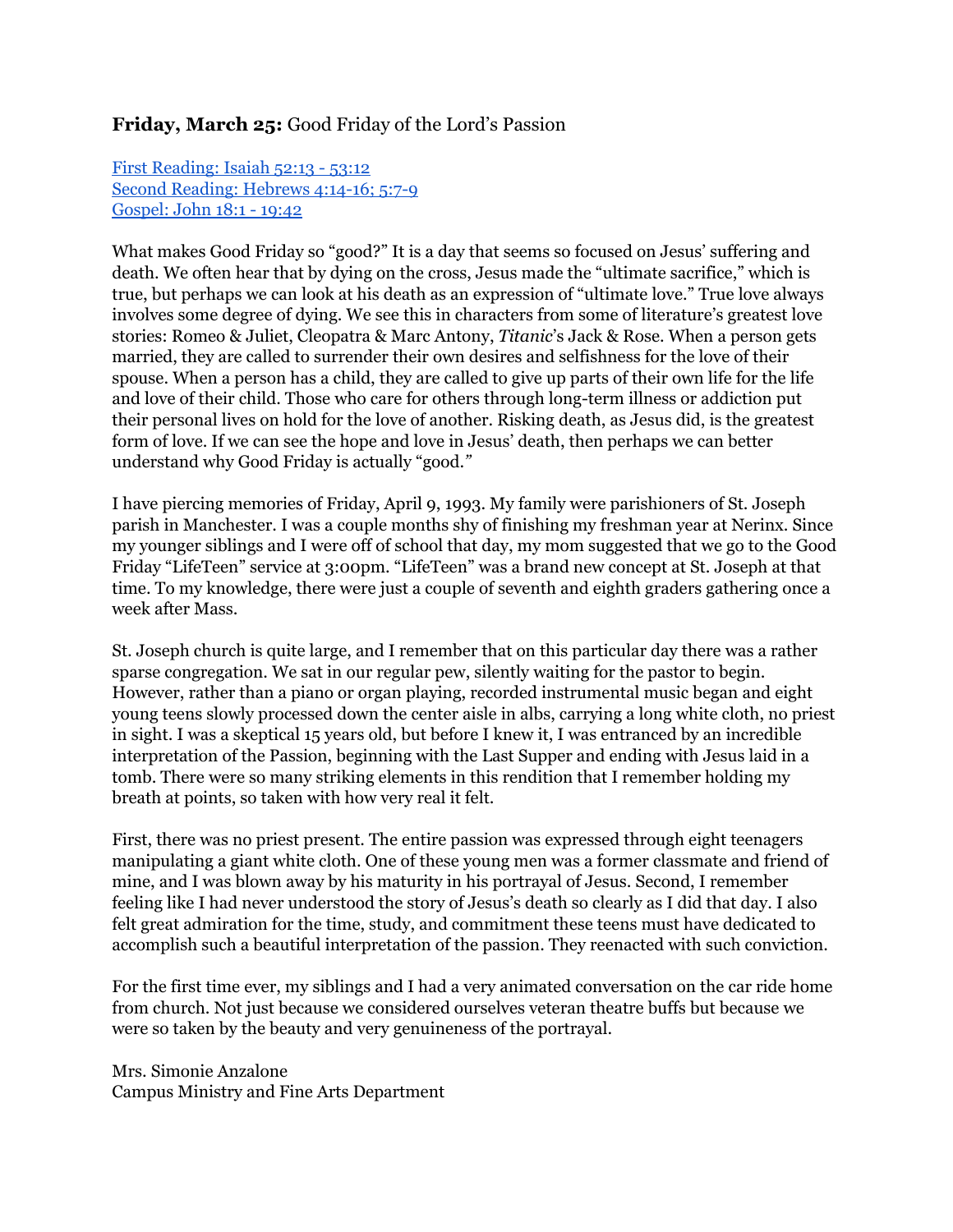**Friday, March 25:** Good Friday of the Lord's Passion

First Reading: Isaiah 52:13 - 53:12
Second Reading: Hebrews 4:14-16; 5:7-9
Gospel: John 18:1 - 19:42

What makes Good Friday so "good?" It is a day that seems so focused on Jesus' suffering and death. We often hear that by dying on the cross, Jesus made the "ultimate sacrifice," which is true, but perhaps we can look at his death as an expression of "ultimate love." True love always involves some degree of dying. We see this in characters from some of literature's greatest love stories: Romeo & Juliet, Cleopatra & Marc Antony, *Titanic*'s Jack & Rose. When a person gets married, they are called to surrender their own desires and selfishness for the love of their spouse. When a person has a child, they are called to give up parts of their own life for the life and love of their child. Those who care for others through long-term illness or addiction put their personal lives on hold for the love of another. Risking death, as Jesus did, is the greatest form of love. If we can see the hope and love in Jesus' death, then perhaps we can better understand why Good Friday is actually "good."

I have piercing memories of Friday, April 9, 1993. My family were parishioners of St. Joseph parish in Manchester. I was a couple months shy of finishing my freshman year at Nerinx. Since my younger siblings and I were off of school that day, my mom suggested that we go to the Good Friday "LifeTeen" service at 3:00pm. "LifeTeen" was a brand new concept at St. Joseph at that time. To my knowledge, there were just a couple of seventh and eighth graders gathering once a week after Mass.

St. Joseph church is quite large, and I remember that on this particular day there was a rather sparse congregation. We sat in our regular pew, silently waiting for the pastor to begin. However, rather than a piano or organ playing, recorded instrumental music began and eight young teens slowly processed down the center aisle in albs, carrying a long white cloth, no priest in sight. I was a skeptical 15 years old, but before I knew it, I was entranced by an incredible interpretation of the Passion, beginning with the Last Supper and ending with Jesus laid in a tomb. There were so many striking elements in this rendition that I remember holding my breath at points, so taken with how very real it felt.

First, there was no priest present. The entire passion was expressed through eight teenagers manipulating a giant white cloth. One of these young men was a former classmate and friend of mine, and I was blown away by his maturity in his portrayal of Jesus. Second, I remember feeling like I had never understood the story of Jesus's death so clearly as I did that day. I also felt great admiration for the time, study, and commitment these teens must have dedicated to accomplish such a beautiful interpretation of the passion. They reenacted with such conviction.

For the first time ever, my siblings and I had a very animated conversation on the car ride home from church. Not just because we considered ourselves veteran theatre buffs but because we were so taken by the beauty and very genuineness of the portrayal.

Mrs. Simonie Anzalone
Campus Ministry and Fine Arts Department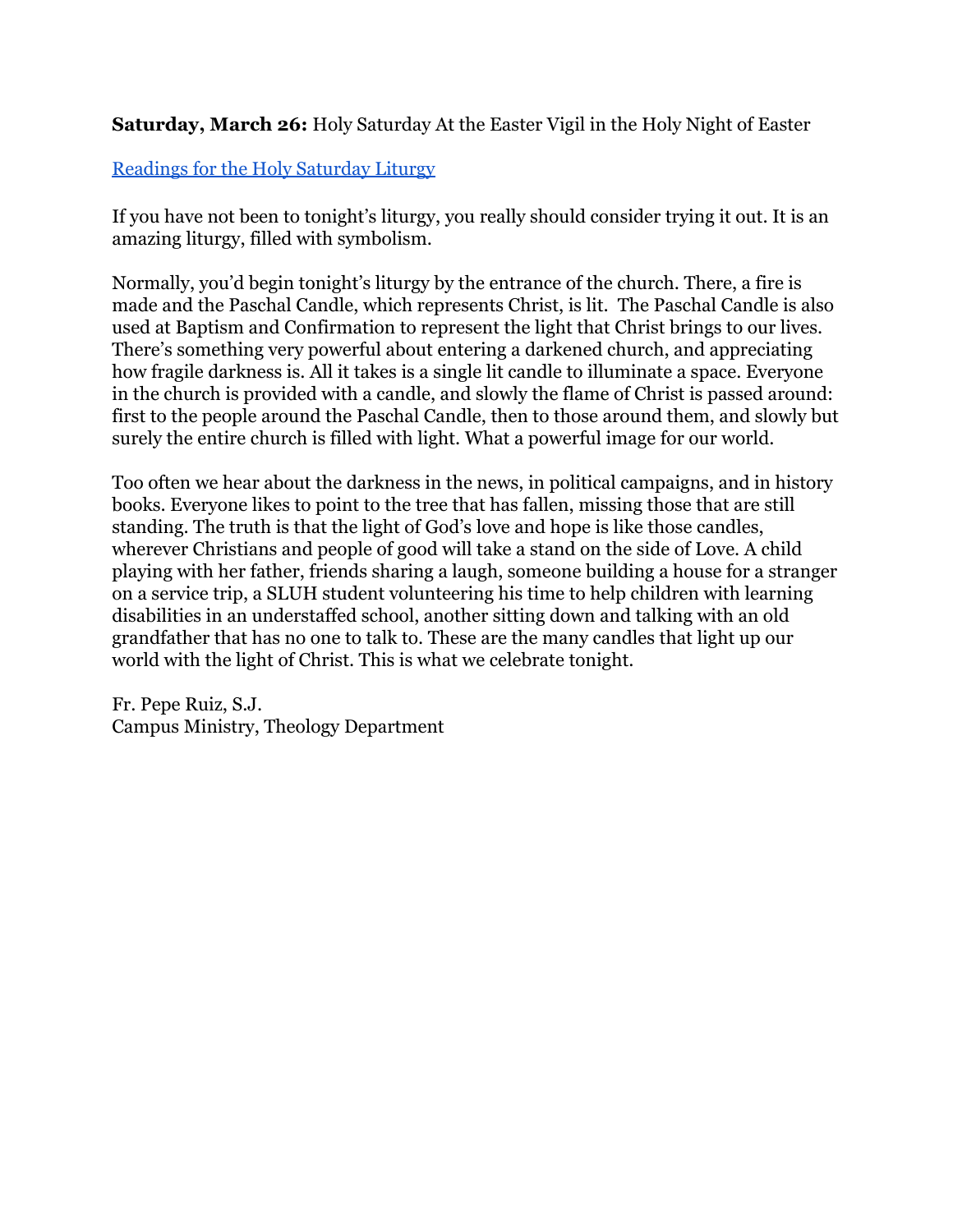**Saturday, March 26:** Holy Saturday At the Easter Vigil in the Holy Night of Easter

Readings for the Holy Saturday Liturgy

If you have not been to tonight's liturgy, you really should consider trying it out. It is an amazing liturgy, filled with symbolism.

Normally, you'd begin tonight's liturgy by the entrance of the church. There, a fire is made and the Paschal Candle, which represents Christ, is lit.  The Paschal Candle is also used at Baptism and Confirmation to represent the light that Christ brings to our lives. There's something very powerful about entering a darkened church, and appreciating how fragile darkness is. All it takes is a single lit candle to illuminate a space. Everyone in the church is provided with a candle, and slowly the flame of Christ is passed around: first to the people around the Paschal Candle, then to those around them, and slowly but surely the entire church is filled with light. What a powerful image for our world.

Too often we hear about the darkness in the news, in political campaigns, and in history books. Everyone likes to point to the tree that has fallen, missing those that are still standing. The truth is that the light of God's love and hope is like those candles, wherever Christians and people of good will take a stand on the side of Love. A child playing with her father, friends sharing a laugh, someone building a house for a stranger on a service trip, a SLUH student volunteering his time to help children with learning disabilities in an understaffed school, another sitting down and talking with an old grandfather that has no one to talk to. These are the many candles that light up our world with the light of Christ. This is what we celebrate tonight.

Fr. Pepe Ruiz, S.J.
Campus Ministry, Theology Department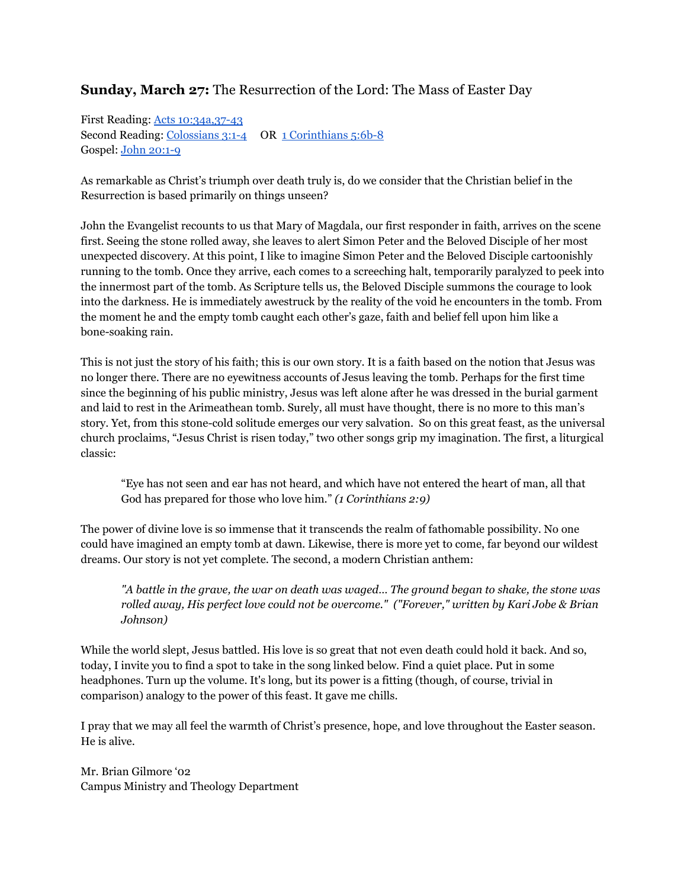## **Sunday, March 27:** The Resurrection of the Lord: The Mass of Easter Day

First Reading: [Acts 10:34a,37-43]
Second Reading: [Colossians 3:1-4] OR [1 Corinthians 5:6b-8]
Gospel: [John 20:1-9]

As remarkable as Christ's triumph over death truly is, do we consider that the Christian belief in the Resurrection is based primarily on things unseen?

John the Evangelist recounts to us that Mary of Magdala, our first responder in faith, arrives on the scene first. Seeing the stone rolled away, she leaves to alert Simon Peter and the Beloved Disciple of her most unexpected discovery. At this point, I like to imagine Simon Peter and the Beloved Disciple cartoonishly running to the tomb. Once they arrive, each comes to a screeching halt, temporarily paralyzed to peek into the innermost part of the tomb. As Scripture tells us, the Beloved Disciple summons the courage to look into the darkness. He is immediately awestruck by the reality of the void he encounters in the tomb. From the moment he and the empty tomb caught each other's gaze, faith and belief fell upon him like a bone-soaking rain.

This is not just the story of his faith; this is our own story. It is a faith based on the notion that Jesus was no longer there. There are no eyewitness accounts of Jesus leaving the tomb. Perhaps for the first time since the beginning of his public ministry, Jesus was left alone after he was dressed in the burial garment and laid to rest in the Arimeathean tomb. Surely, all must have thought, there is no more to this man's story. Yet, from this stone-cold solitude emerges our very salvation. So on this great feast, as the universal church proclaims, "Jesus Christ is risen today," two other songs grip my imagination. The first, a liturgical classic:

> "Eye has not seen and ear has not heard, and which have not entered the heart of man, all that God has prepared for those who love him." *(1 Corinthians 2:9)*

The power of divine love is so immense that it transcends the realm of fathomable possibility. No one could have imagined an empty tomb at dawn. Likewise, there is more yet to come, far beyond our wildest dreams. Our story is not yet complete. The second, a modern Christian anthem:

> *"A battle in the grave, the war on death was waged... The ground began to shake, the stone was rolled away, His perfect love could not be overcome." ("Forever," written by Kari Jobe & Brian Johnson)*

While the world slept, Jesus battled. His love is so great that not even death could hold it back. And so, today, I invite you to find a spot to take in the song linked below. Find a quiet place. Put in some headphones. Turn up the volume. It's long, but its power is a fitting (though, of course, trivial in comparison) analogy to the power of this feast. It gave me chills.

I pray that we may all feel the warmth of Christ's presence, hope, and love throughout the Easter season. He is alive.

Mr. Brian Gilmore '02
Campus Ministry and Theology Department